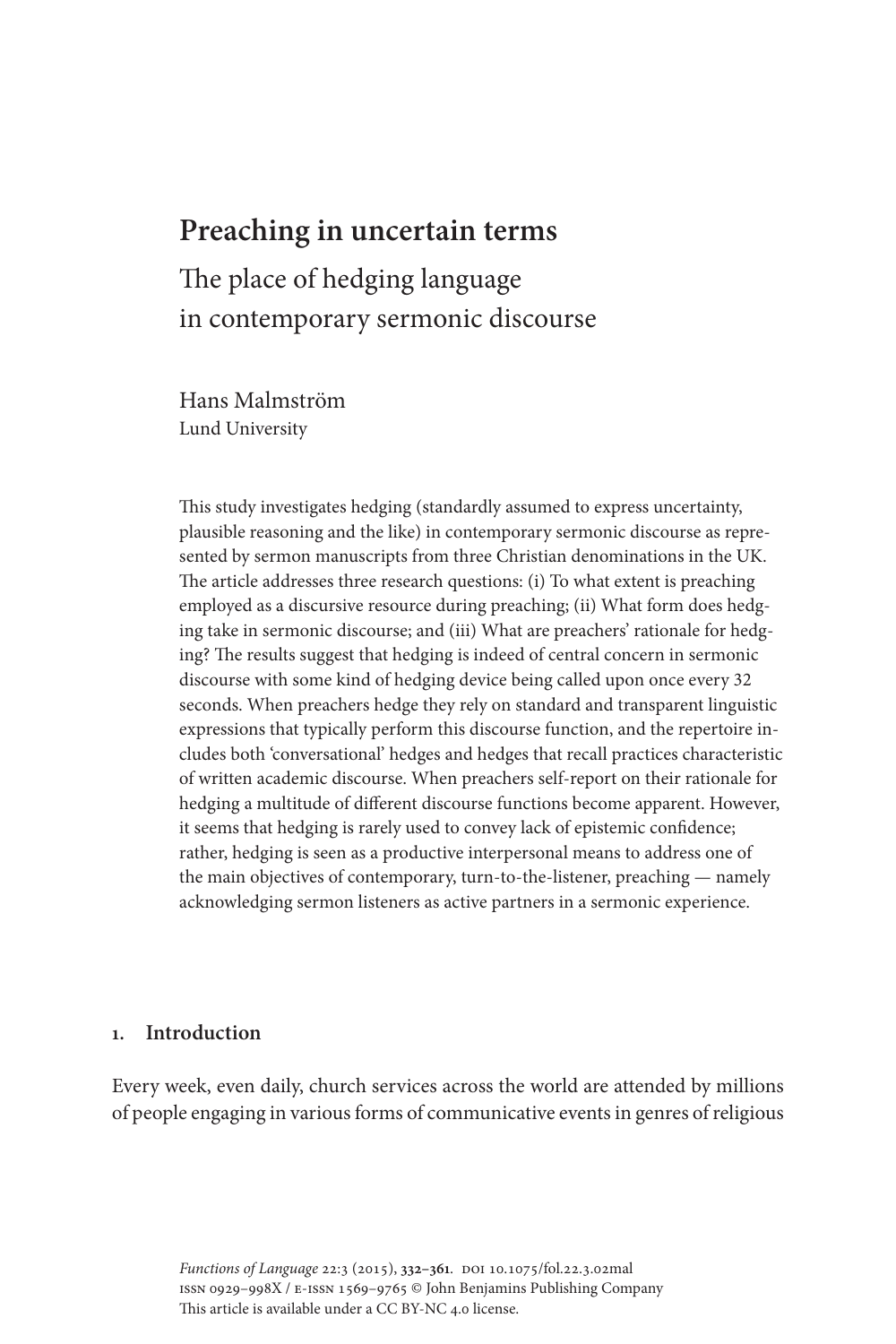# Preaching in uncertain terms

## The place of hedging language in contemporary sermonic discourse

Hans Malmström
Lund University

This study investigates hedging (standardly assumed to express uncertainty, plausible reasoning and the like) in contemporary sermonic discourse as represented by sermon manuscripts from three Christian denominations in the UK. The article addresses three research questions: (i) To what extent is preaching employed as a discursive resource during preaching; (ii) What form does hedging take in sermonic discourse; and (iii) What are preachers' rationale for hedging? The results suggest that hedging is indeed of central concern in sermonic discourse with some kind of hedging device being called upon once every 32 seconds. When preachers hedge they rely on standard and transparent linguistic expressions that typically perform this discourse function, and the repertoire includes both 'conversational' hedges and hedges that recall practices characteristic of written academic discourse. When preachers self-report on their rationale for hedging a multitude of different discourse functions become apparent. However, it seems that hedging is rarely used to convey lack of epistemic confidence; rather, hedging is seen as a productive interpersonal means to address one of the main objectives of contemporary, turn-to-the-listener, preaching — namely acknowledging sermon listeners as active partners in a sermonic experience.

## 1. Introduction

Every week, even daily, church services across the world are attended by millions of people engaging in various forms of communicative events in genres of religious

*Functions of Language* 22:3 (2015), **332–361**. DOI 10.1075/fol.22.3.02mal
ISSN 0929–998X / E-ISSN 1569–9765 © John Benjamins Publishing Company
This article is available under a CC BY-NC 4.0 license.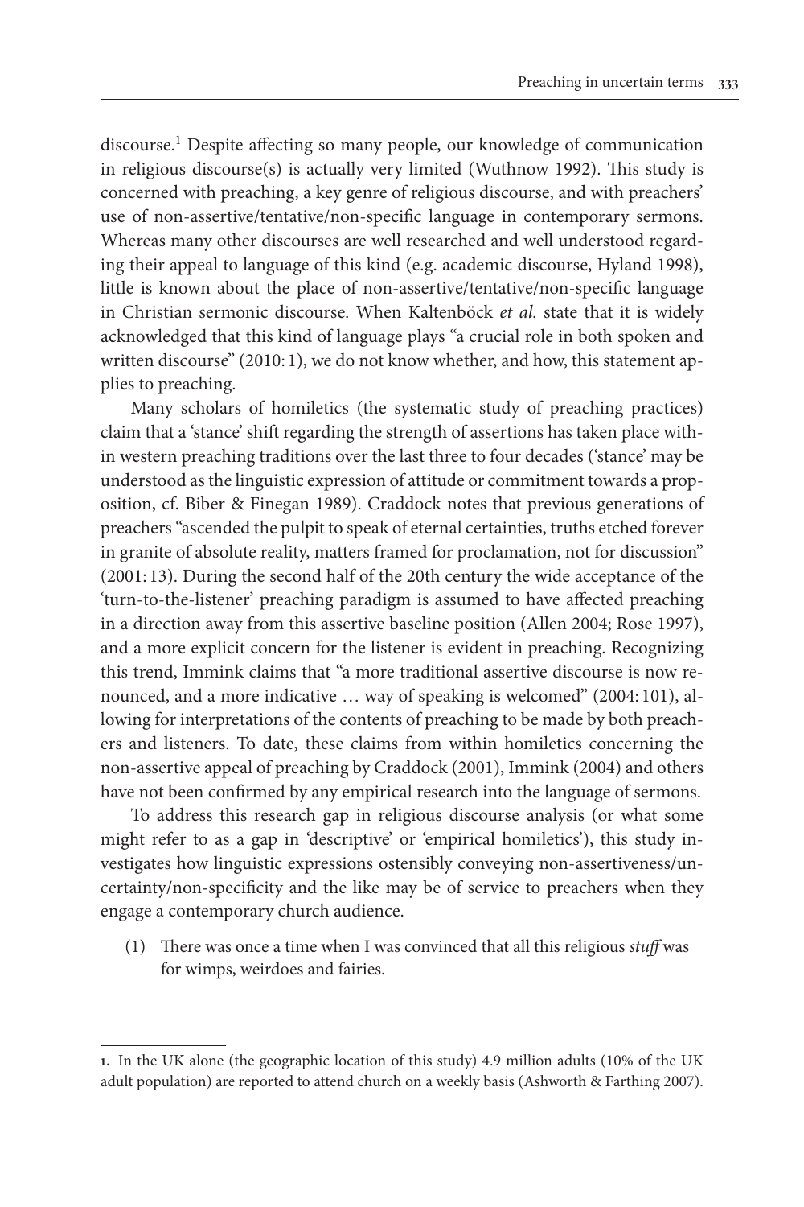discourse.[1] Despite affecting so many people, our knowledge of communication in religious discourse(s) is actually very limited (Wuthnow 1992). This study is concerned with preaching, a key genre of religious discourse, and with preachers' use of non-assertive/tentative/non-specific language in contemporary sermons. Whereas many other discourses are well researched and well understood regarding their appeal to language of this kind (e.g. academic discourse, Hyland 1998), little is known about the place of non-assertive/tentative/non-specific language in Christian sermonic discourse. When Kaltenböck *et al.* state that it is widely acknowledged that this kind of language plays "a crucial role in both spoken and written discourse" (2010: 1), we do not know whether, and how, this statement applies to preaching.

Many scholars of homiletics (the systematic study of preaching practices) claim that a 'stance' shift regarding the strength of assertions has taken place within western preaching traditions over the last three to four decades ('stance' may be understood as the linguistic expression of attitude or commitment towards a proposition, cf. Biber & Finegan 1989). Craddock notes that previous generations of preachers "ascended the pulpit to speak of eternal certainties, truths etched forever in granite of absolute reality, matters framed for proclamation, not for discussion" (2001: 13). During the second half of the 20th century the wide acceptance of the 'turn-to-the-listener' preaching paradigm is assumed to have affected preaching in a direction away from this assertive baseline position (Allen 2004; Rose 1997), and a more explicit concern for the listener is evident in preaching. Recognizing this trend, Immink claims that "a more traditional assertive discourse is now renounced, and a more indicative … way of speaking is welcomed" (2004: 101), allowing for interpretations of the contents of preaching to be made by both preachers and listeners. To date, these claims from within homiletics concerning the non-assertive appeal of preaching by Craddock (2001), Immink (2004) and others have not been confirmed by any empirical research into the language of sermons.

To address this research gap in religious discourse analysis (or what some might refer to as a gap in 'descriptive' or 'empirical homiletics'), this study investigates how linguistic expressions ostensibly conveying non-assertiveness/uncertainty/non-specificity and the like may be of service to preachers when they engage a contemporary church audience.

(1) There was once a time when I was convinced that all this religious *stuff* was for wimps, weirdoes and fairies.

---

1. In the UK alone (the geographic location of this study) 4.9 million adults (10% of the UK adult population) are reported to attend church on a weekly basis (Ashworth & Farthing 2007).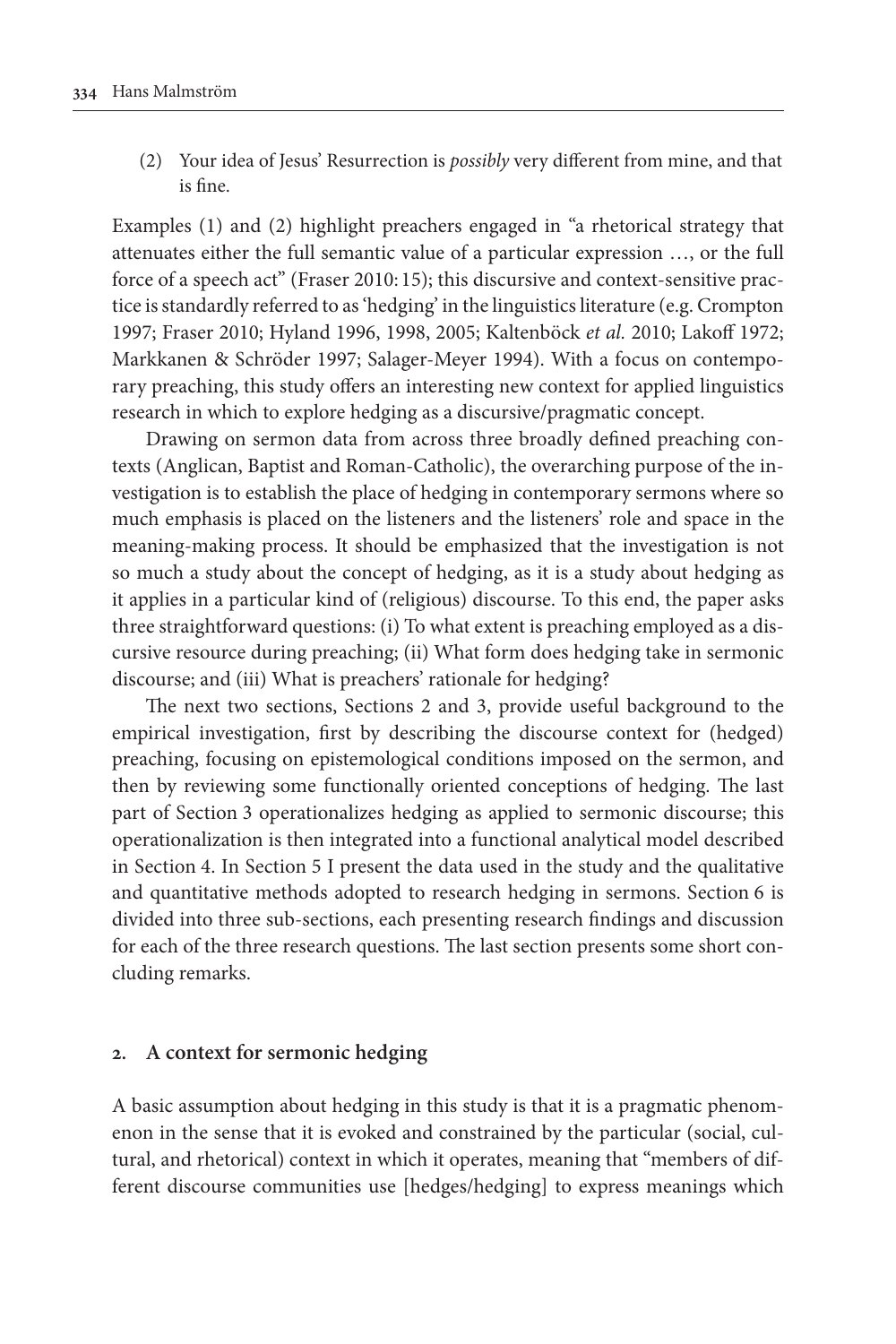(2) Your idea of Jesus' Resurrection is *possibly* very different from mine, and that is fine.

Examples (1) and (2) highlight preachers engaged in "a rhetorical strategy that attenuates either the full semantic value of a particular expression …, or the full force of a speech act" (Fraser 2010: 15); this discursive and context-sensitive practice is standardly referred to as 'hedging' in the linguistics literature (e.g. Crompton 1997; Fraser 2010; Hyland 1996, 1998, 2005; Kaltenböck *et al.* 2010; Lakoff 1972; Markkanen & Schröder 1997; Salager-Meyer 1994). With a focus on contemporary preaching, this study offers an interesting new context for applied linguistics research in which to explore hedging as a discursive/pragmatic concept.

Drawing on sermon data from across three broadly defined preaching contexts (Anglican, Baptist and Roman-Catholic), the overarching purpose of the investigation is to establish the place of hedging in contemporary sermons where so much emphasis is placed on the listeners and the listeners' role and space in the meaning-making process. It should be emphasized that the investigation is not so much a study about the concept of hedging, as it is a study about hedging as it applies in a particular kind of (religious) discourse. To this end, the paper asks three straightforward questions: (i) To what extent is preaching employed as a discursive resource during preaching; (ii) What form does hedging take in sermonic discourse; and (iii) What is preachers' rationale for hedging?

The next two sections, Sections 2 and 3, provide useful background to the empirical investigation, first by describing the discourse context for (hedged) preaching, focusing on epistemological conditions imposed on the sermon, and then by reviewing some functionally oriented conceptions of hedging. The last part of Section 3 operationalizes hedging as applied to sermonic discourse; this operationalization is then integrated into a functional analytical model described in Section 4. In Section 5 I present the data used in the study and the qualitative and quantitative methods adopted to research hedging in sermons. Section 6 is divided into three sub-sections, each presenting research findings and discussion for each of the three research questions. The last section presents some short concluding remarks.

## 2. A context for sermonic hedging

A basic assumption about hedging in this study is that it is a pragmatic phenomenon in the sense that it is evoked and constrained by the particular (social, cultural, and rhetorical) context in which it operates, meaning that "members of different discourse communities use [hedges/hedging] to express meanings which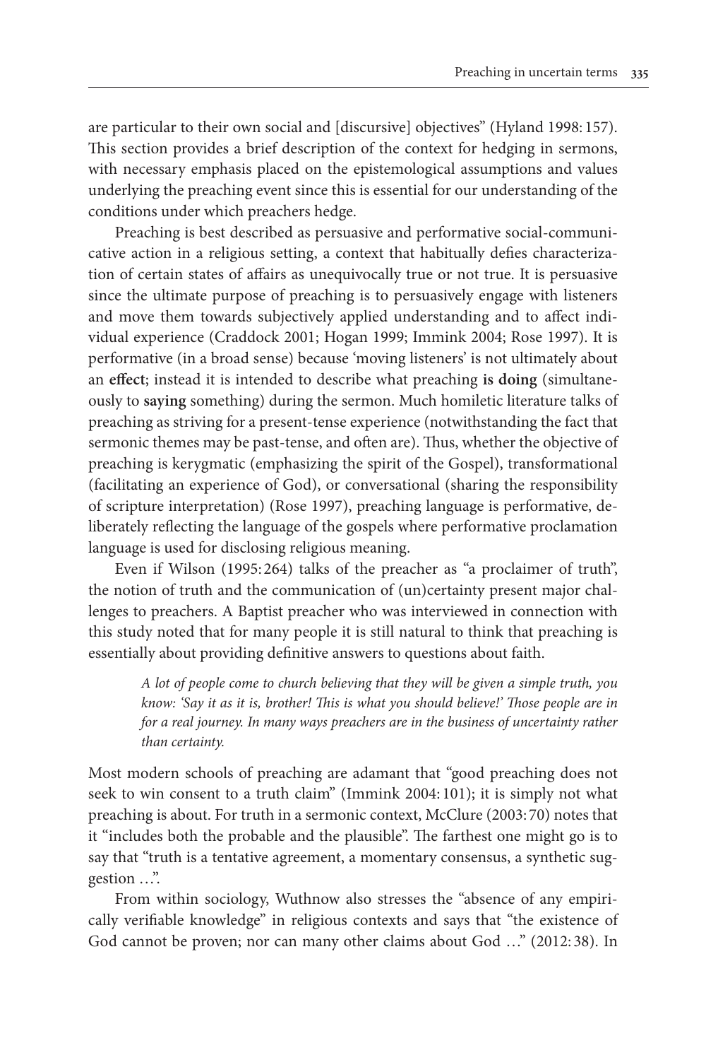are particular to their own social and [discursive] objectives" (Hyland 1998: 157). This section provides a brief description of the context for hedging in sermons, with necessary emphasis placed on the epistemological assumptions and values underlying the preaching event since this is essential for our understanding of the conditions under which preachers hedge.

Preaching is best described as persuasive and performative social-communicative action in a religious setting, a context that habitually defies characterization of certain states of affairs as unequivocally true or not true. It is persuasive since the ultimate purpose of preaching is to persuasively engage with listeners and move them towards subjectively applied understanding and to affect individual experience (Craddock 2001; Hogan 1999; Immink 2004; Rose 1997). It is performative (in a broad sense) because 'moving listeners' is not ultimately about an **effect**; instead it is intended to describe what preaching **is doing** (simultaneously to **saying** something) during the sermon. Much homiletic literature talks of preaching as striving for a present-tense experience (notwithstanding the fact that sermonic themes may be past-tense, and often are). Thus, whether the objective of preaching is kerygmatic (emphasizing the spirit of the Gospel), transformational (facilitating an experience of God), or conversational (sharing the responsibility of scripture interpretation) (Rose 1997), preaching language is performative, deliberately reflecting the language of the gospels where performative proclamation language is used for disclosing religious meaning.

Even if Wilson (1995: 264) talks of the preacher as "a proclaimer of truth", the notion of truth and the communication of (un)certainty present major challenges to preachers. A Baptist preacher who was interviewed in connection with this study noted that for many people it is still natural to think that preaching is essentially about providing definitive answers to questions about faith.

> *A lot of people come to church believing that they will be given a simple truth, you know: 'Say it as it is, brother! This is what you should believe!' Those people are in for a real journey. In many ways preachers are in the business of uncertainty rather than certainty.*

Most modern schools of preaching are adamant that "good preaching does not seek to win consent to a truth claim" (Immink 2004: 101); it is simply not what preaching is about. For truth in a sermonic context, McClure (2003: 70) notes that it "includes both the probable and the plausible". The farthest one might go is to say that "truth is a tentative agreement, a momentary consensus, a synthetic suggestion …".

From within sociology, Wuthnow also stresses the "absence of any empirically verifiable knowledge" in religious contexts and says that "the existence of God cannot be proven; nor can many other claims about God …" (2012: 38). In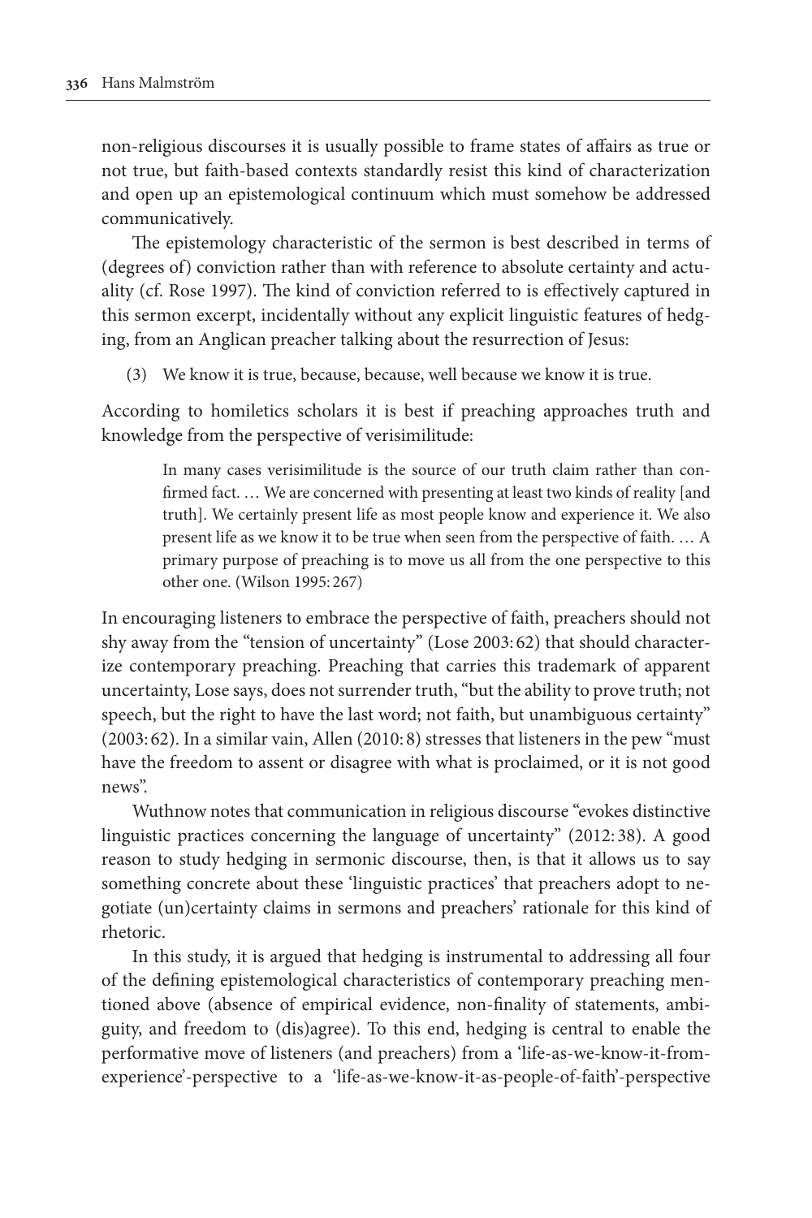non-religious discourses it is usually possible to frame states of affairs as true or not true, but faith-based contexts standardly resist this kind of characterization and open up an epistemological continuum which must somehow be addressed communicatively.

The epistemology characteristic of the sermon is best described in terms of (degrees of) conviction rather than with reference to absolute certainty and actuality (cf. Rose 1997). The kind of conviction referred to is effectively captured in this sermon excerpt, incidentally without any explicit linguistic features of hedging, from an Anglican preacher talking about the resurrection of Jesus:

(3) We know it is true, because, because, well because we know it is true.

According to homiletics scholars it is best if preaching approaches truth and knowledge from the perspective of verisimilitude:

> In many cases verisimilitude is the source of our truth claim rather than confirmed fact. … We are concerned with presenting at least two kinds of reality [and truth]. We certainly present life as most people know and experience it. We also present life as we know it to be true when seen from the perspective of faith. … A primary purpose of preaching is to move us all from the one perspective to this other one. (Wilson 1995: 267)

In encouraging listeners to embrace the perspective of faith, preachers should not shy away from the "tension of uncertainty" (Lose 2003: 62) that should characterize contemporary preaching. Preaching that carries this trademark of apparent uncertainty, Lose says, does not surrender truth, "but the ability to prove truth; not speech, but the right to have the last word; not faith, but unambiguous certainty" (2003: 62). In a similar vain, Allen (2010: 8) stresses that listeners in the pew "must have the freedom to assent or disagree with what is proclaimed, or it is not good news".

Wuthnow notes that communication in religious discourse "evokes distinctive linguistic practices concerning the language of uncertainty" (2012: 38). A good reason to study hedging in sermonic discourse, then, is that it allows us to say something concrete about these 'linguistic practices' that preachers adopt to negotiate (un)certainty claims in sermons and preachers' rationale for this kind of rhetoric.

In this study, it is argued that hedging is instrumental to addressing all four of the defining epistemological characteristics of contemporary preaching mentioned above (absence of empirical evidence, non-finality of statements, ambiguity, and freedom to (dis)agree). To this end, hedging is central to enable the performative move of listeners (and preachers) from a 'life-as-we-know-it-from-experience'-perspective to a 'life-as-we-know-it-as-people-of-faith'-perspective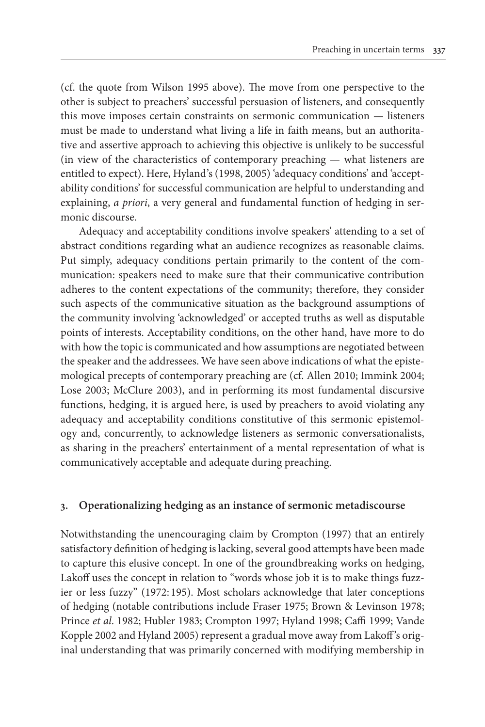(cf. the quote from Wilson 1995 above). The move from one perspective to the other is subject to preachers' successful persuasion of listeners, and consequently this move imposes certain constraints on sermonic communication — listeners must be made to understand what living a life in faith means, but an authoritative and assertive approach to achieving this objective is unlikely to be successful (in view of the characteristics of contemporary preaching — what listeners are entitled to expect). Here, Hyland's (1998, 2005) 'adequacy conditions' and 'acceptability conditions' for successful communication are helpful to understanding and explaining, *a priori*, a very general and fundamental function of hedging in sermonic discourse.

Adequacy and acceptability conditions involve speakers' attending to a set of abstract conditions regarding what an audience recognizes as reasonable claims. Put simply, adequacy conditions pertain primarily to the content of the communication: speakers need to make sure that their communicative contribution adheres to the content expectations of the community; therefore, they consider such aspects of the communicative situation as the background assumptions of the community involving 'acknowledged' or accepted truths as well as disputable points of interests. Acceptability conditions, on the other hand, have more to do with how the topic is communicated and how assumptions are negotiated between the speaker and the addressees. We have seen above indications of what the epistemological precepts of contemporary preaching are (cf. Allen 2010; Immink 2004; Lose 2003; McClure 2003), and in performing its most fundamental discursive functions, hedging, it is argued here, is used by preachers to avoid violating any adequacy and acceptability conditions constitutive of this sermonic epistemology and, concurrently, to acknowledge listeners as sermonic conversationalists, as sharing in the preachers' entertainment of a mental representation of what is communicatively acceptable and adequate during preaching.

## 3. Operationalizing hedging as an instance of sermonic metadiscourse

Notwithstanding the unencouraging claim by Crompton (1997) that an entirely satisfactory definition of hedging is lacking, several good attempts have been made to capture this elusive concept. In one of the groundbreaking works on hedging, Lakoff uses the concept in relation to "words whose job it is to make things fuzzier or less fuzzy" (1972: 195). Most scholars acknowledge that later conceptions of hedging (notable contributions include Fraser 1975; Brown & Levinson 1978; Prince *et al*. 1982; Hubler 1983; Crompton 1997; Hyland 1998; Caffi 1999; Vande Kopple 2002 and Hyland 2005) represent a gradual move away from Lakoff's original understanding that was primarily concerned with modifying membership in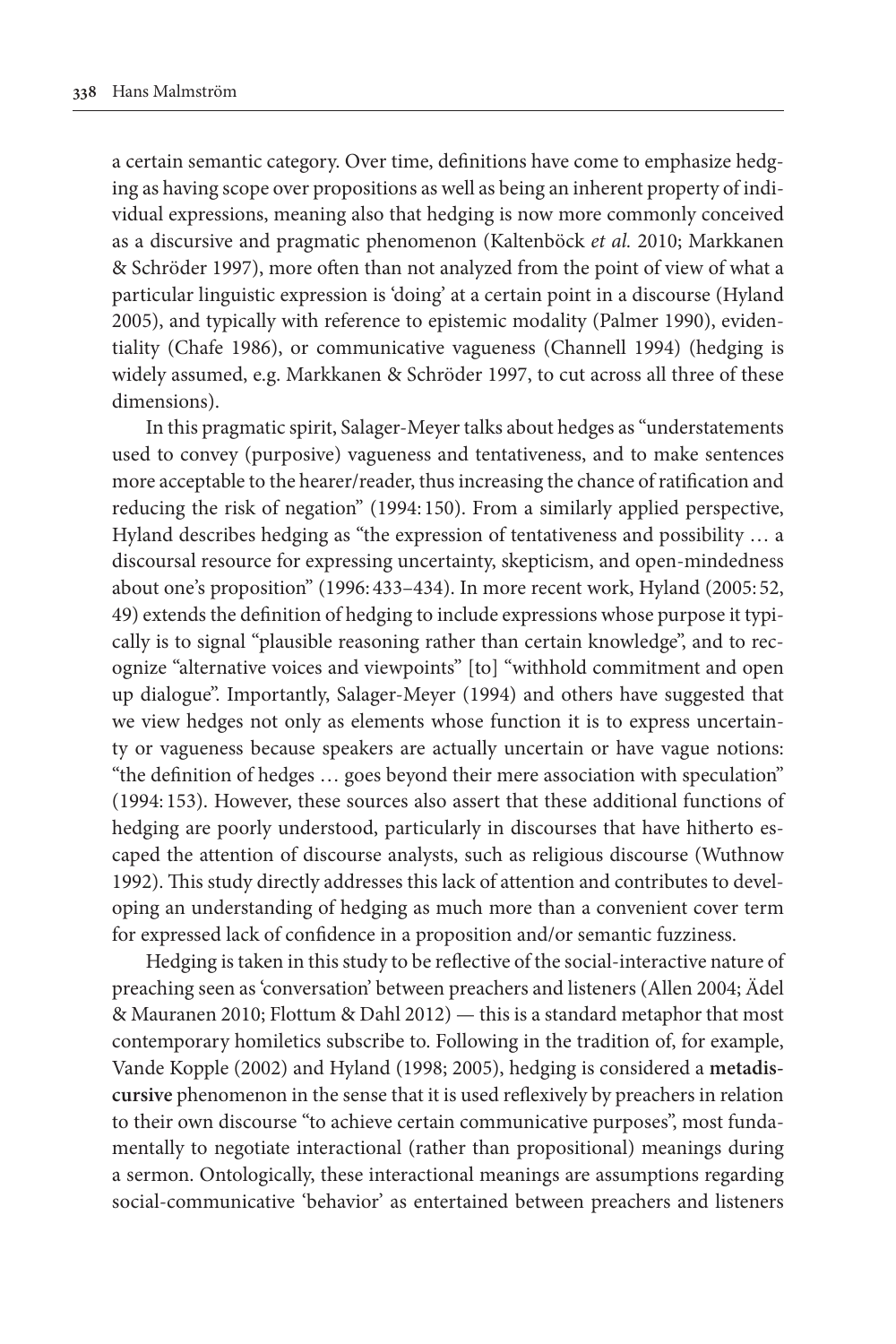a certain semantic category. Over time, definitions have come to emphasize hedging as having scope over propositions as well as being an inherent property of individual expressions, meaning also that hedging is now more commonly conceived as a discursive and pragmatic phenomenon (Kaltenböck *et al.* 2010; Markkanen & Schröder 1997), more often than not analyzed from the point of view of what a particular linguistic expression is 'doing' at a certain point in a discourse (Hyland 2005), and typically with reference to epistemic modality (Palmer 1990), evidentiality (Chafe 1986), or communicative vagueness (Channell 1994) (hedging is widely assumed, e.g. Markkanen & Schröder 1997, to cut across all three of these dimensions).

In this pragmatic spirit, Salager-Meyer talks about hedges as "understatements used to convey (purposive) vagueness and tentativeness, and to make sentences more acceptable to the hearer/reader, thus increasing the chance of ratification and reducing the risk of negation" (1994: 150). From a similarly applied perspective, Hyland describes hedging as "the expression of tentativeness and possibility … a discoursal resource for expressing uncertainty, skepticism, and open-mindedness about one's proposition" (1996: 433–434). In more recent work, Hyland (2005: 52, 49) extends the definition of hedging to include expressions whose purpose it typically is to signal "plausible reasoning rather than certain knowledge", and to recognize "alternative voices and viewpoints" [to] "withhold commitment and open up dialogue". Importantly, Salager-Meyer (1994) and others have suggested that we view hedges not only as elements whose function it is to express uncertainty or vagueness because speakers are actually uncertain or have vague notions: "the definition of hedges … goes beyond their mere association with speculation" (1994: 153). However, these sources also assert that these additional functions of hedging are poorly understood, particularly in discourses that have hitherto escaped the attention of discourse analysts, such as religious discourse (Wuthnow 1992). This study directly addresses this lack of attention and contributes to developing an understanding of hedging as much more than a convenient cover term for expressed lack of confidence in a proposition and/or semantic fuzziness.

Hedging is taken in this study to be reflective of the social-interactive nature of preaching seen as 'conversation' between preachers and listeners (Allen 2004; Ädel & Mauranen 2010; Flottum & Dahl 2012) — this is a standard metaphor that most contemporary homiletics subscribe to. Following in the tradition of, for example, Vande Kopple (2002) and Hyland (1998; 2005), hedging is considered a **metadiscursive** phenomenon in the sense that it is used reflexively by preachers in relation to their own discourse "to achieve certain communicative purposes", most fundamentally to negotiate interactional (rather than propositional) meanings during a sermon. Ontologically, these interactional meanings are assumptions regarding social-communicative 'behavior' as entertained between preachers and listeners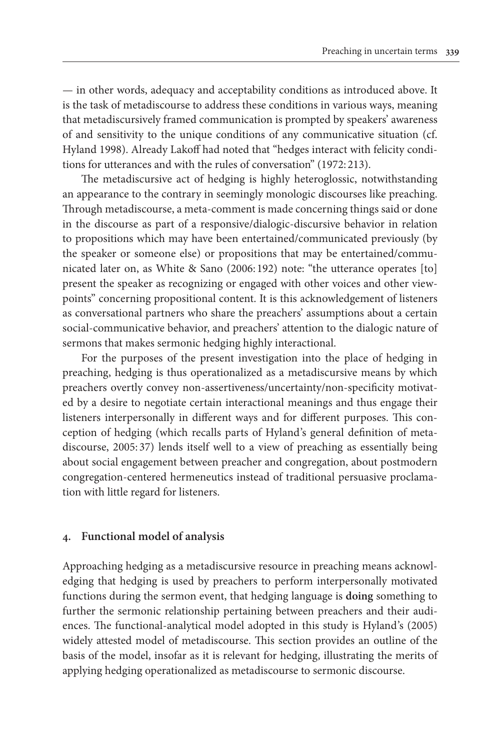— in other words, adequacy and acceptability conditions as introduced above. It is the task of metadiscourse to address these conditions in various ways, meaning that metadiscursively framed communication is prompted by speakers' awareness of and sensitivity to the unique conditions of any communicative situation (cf. Hyland 1998). Already Lakoff had noted that "hedges interact with felicity conditions for utterances and with the rules of conversation" (1972: 213).

The metadiscursive act of hedging is highly heteroglossic, notwithstanding an appearance to the contrary in seemingly monologic discourses like preaching. Through metadiscourse, a meta-comment is made concerning things said or done in the discourse as part of a responsive/dialogic-discursive behavior in relation to propositions which may have been entertained/communicated previously (by the speaker or someone else) or propositions that may be entertained/communicated later on, as White & Sano (2006: 192) note: "the utterance operates [to] present the speaker as recognizing or engaged with other voices and other viewpoints" concerning propositional content. It is this acknowledgement of listeners as conversational partners who share the preachers' assumptions about a certain social-communicative behavior, and preachers' attention to the dialogic nature of sermons that makes sermonic hedging highly interactional.

For the purposes of the present investigation into the place of hedging in preaching, hedging is thus operationalized as a metadiscursive means by which preachers overtly convey non-assertiveness/uncertainty/non-specificity motivated by a desire to negotiate certain interactional meanings and thus engage their listeners interpersonally in different ways and for different purposes. This conception of hedging (which recalls parts of Hyland's general definition of metadiscourse, 2005: 37) lends itself well to a view of preaching as essentially being about social engagement between preacher and congregation, about postmodern congregation-centered hermeneutics instead of traditional persuasive proclamation with little regard for listeners.

## 4. Functional model of analysis

Approaching hedging as a metadiscursive resource in preaching means acknowledging that hedging is used by preachers to perform interpersonally motivated functions during the sermon event, that hedging language is **doing** something to further the sermonic relationship pertaining between preachers and their audiences. The functional-analytical model adopted in this study is Hyland's (2005) widely attested model of metadiscourse. This section provides an outline of the basis of the model, insofar as it is relevant for hedging, illustrating the merits of applying hedging operationalized as metadiscourse to sermonic discourse.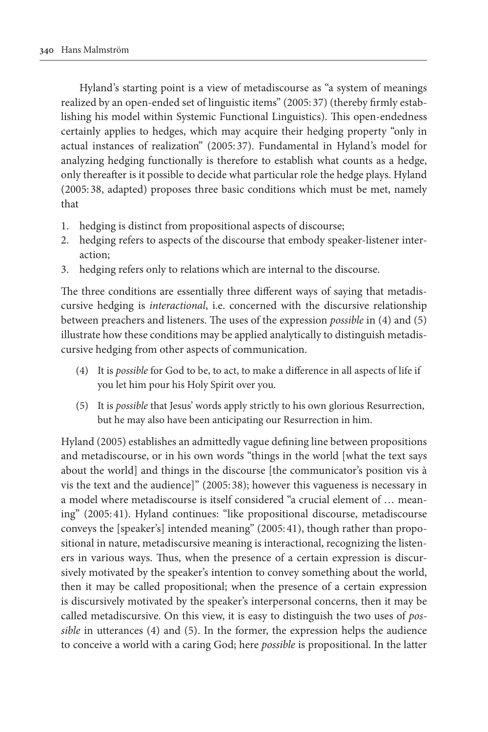Hyland's starting point is a view of metadiscourse as "a system of meanings realized by an open-ended set of linguistic items" (2005: 37) (thereby firmly establishing his model within Systemic Functional Linguistics). This open-endedness certainly applies to hedges, which may acquire their hedging property "only in actual instances of realization" (2005: 37). Fundamental in Hyland's model for analyzing hedging functionally is therefore to establish what counts as a hedge, only thereafter is it possible to decide what particular role the hedge plays. Hyland (2005: 38, adapted) proposes three basic conditions which must be met, namely that

1. hedging is distinct from propositional aspects of discourse;
2. hedging refers to aspects of the discourse that embody speaker-listener interaction;
3. hedging refers only to relations which are internal to the discourse.

The three conditions are essentially three different ways of saying that metadiscursive hedging is *interactional*, i.e. concerned with the discursive relationship between preachers and listeners. The uses of the expression *possible* in (4) and (5) illustrate how these conditions may be applied analytically to distinguish metadiscursive hedging from other aspects of communication.

(4) It is *possible* for God to be, to act, to make a difference in all aspects of life if you let him pour his Holy Spirit over you.

(5) It is *possible* that Jesus' words apply strictly to his own glorious Resurrection, but he may also have been anticipating our Resurrection in him.

Hyland (2005) establishes an admittedly vague defining line between propositions and metadiscourse, or in his own words "things in the world [what the text says about the world] and things in the discourse [the communicator's position vis à vis the text and the audience]" (2005: 38); however this vagueness is necessary in a model where metadiscourse is itself considered "a crucial element of … meaning" (2005: 41). Hyland continues: "like propositional discourse, metadiscourse conveys the [speaker's] intended meaning" (2005: 41), though rather than propositional in nature, metadiscursive meaning is interactional, recognizing the listeners in various ways. Thus, when the presence of a certain expression is discursively motivated by the speaker's intention to convey something about the world, then it may be called propositional; when the presence of a certain expression is discursively motivated by the speaker's interpersonal concerns, then it may be called metadiscursive. On this view, it is easy to distinguish the two uses of *possible* in utterances (4) and (5). In the former, the expression helps the audience to conceive a world with a caring God; here *possible* is propositional. In the latter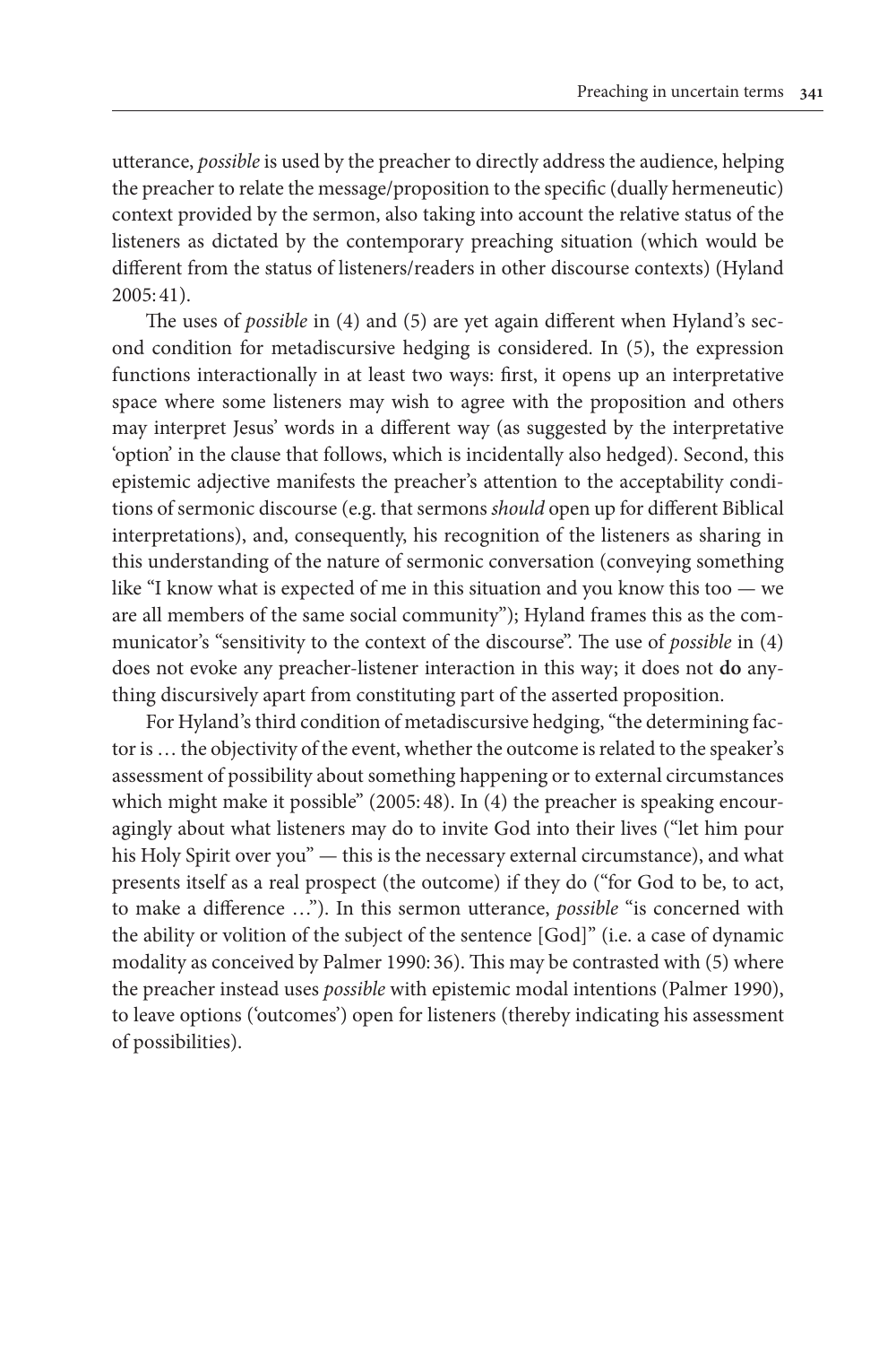utterance, *possible* is used by the preacher to directly address the audience, helping the preacher to relate the message/proposition to the specific (dually hermeneutic) context provided by the sermon, also taking into account the relative status of the listeners as dictated by the contemporary preaching situation (which would be different from the status of listeners/readers in other discourse contexts) (Hyland 2005: 41).

The uses of *possible* in (4) and (5) are yet again different when Hyland's second condition for metadiscursive hedging is considered. In (5), the expression functions interactionally in at least two ways: first, it opens up an interpretative space where some listeners may wish to agree with the proposition and others may interpret Jesus' words in a different way (as suggested by the interpretative 'option' in the clause that follows, which is incidentally also hedged). Second, this epistemic adjective manifests the preacher's attention to the acceptability conditions of sermonic discourse (e.g. that sermons *should* open up for different Biblical interpretations), and, consequently, his recognition of the listeners as sharing in this understanding of the nature of sermonic conversation (conveying something like "I know what is expected of me in this situation and you know this too — we are all members of the same social community"); Hyland frames this as the communicator's "sensitivity to the context of the discourse". The use of *possible* in (4) does not evoke any preacher-listener interaction in this way; it does not **do** anything discursively apart from constituting part of the asserted proposition.

For Hyland's third condition of metadiscursive hedging, "the determining factor is … the objectivity of the event, whether the outcome is related to the speaker's assessment of possibility about something happening or to external circumstances which might make it possible" (2005: 48). In (4) the preacher is speaking encouragingly about what listeners may do to invite God into their lives ("let him pour his Holy Spirit over you" — this is the necessary external circumstance), and what presents itself as a real prospect (the outcome) if they do ("for God to be, to act, to make a difference …"). In this sermon utterance, *possible* "is concerned with the ability or volition of the subject of the sentence [God]" (i.e. a case of dynamic modality as conceived by Palmer 1990: 36). This may be contrasted with (5) where the preacher instead uses *possible* with epistemic modal intentions (Palmer 1990), to leave options ('outcomes') open for listeners (thereby indicating his assessment of possibilities).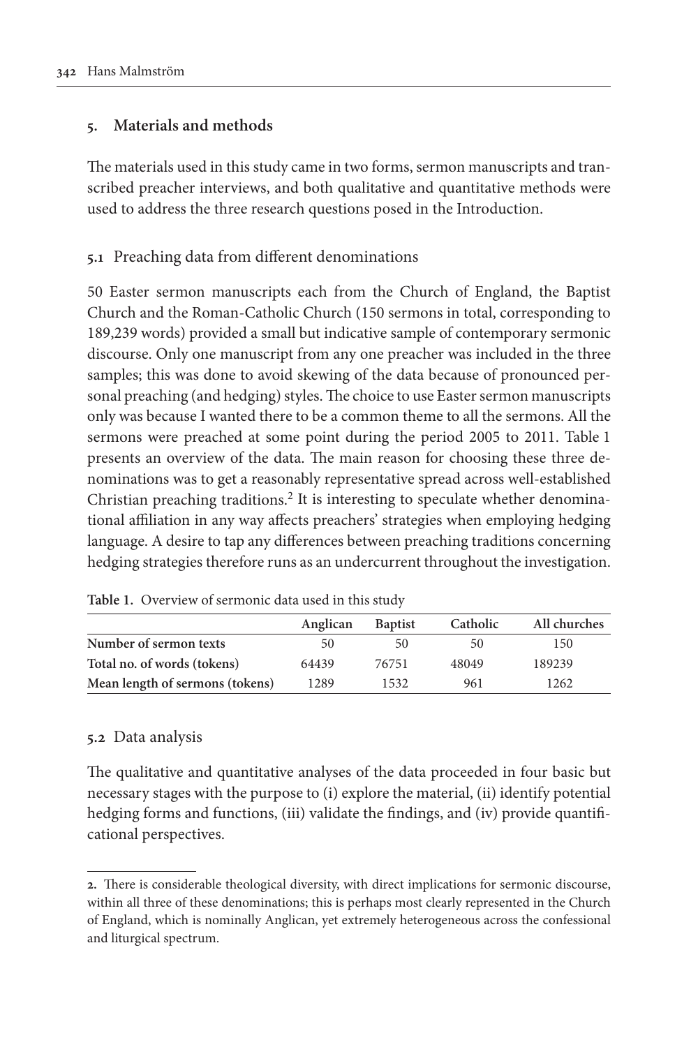## 5. Materials and methods

The materials used in this study came in two forms, sermon manuscripts and transcribed preacher interviews, and both qualitative and quantitative methods were used to address the three research questions posed in the Introduction.

### 5.1 Preaching data from different denominations

50 Easter sermon manuscripts each from the Church of England, the Baptist Church and the Roman-Catholic Church (150 sermons in total, corresponding to 189,239 words) provided a small but indicative sample of contemporary sermonic discourse. Only one manuscript from any one preacher was included in the three samples; this was done to avoid skewing of the data because of pronounced personal preaching (and hedging) styles. The choice to use Easter sermon manuscripts only was because I wanted there to be a common theme to all the sermons. All the sermons were preached at some point during the period 2005 to 2011. Table 1 presents an overview of the data. The main reason for choosing these three denominations was to get a reasonably representative spread across well-established Christian preaching traditions.[2] It is interesting to speculate whether denominational affiliation in any way affects preachers' strategies when employing hedging language. A desire to tap any differences between preaching traditions concerning hedging strategies therefore runs as an undercurrent throughout the investigation.

**Table 1.** Overview of sermonic data used in this study

| | Anglican | Baptist | Catholic | All churches |
|---|---|---|---|---|
| **Number of sermon texts** | 50 | 50 | 50 | 150 |
| **Total no. of words (tokens)** | 64439 | 76751 | 48049 | 189239 |
| **Mean length of sermons (tokens)** | 1289 | 1532 | 961 | 1262 |

### 5.2 Data analysis

The qualitative and quantitative analyses of the data proceeded in four basic but necessary stages with the purpose to (i) explore the material, (ii) identify potential hedging forms and functions, (iii) validate the findings, and (iv) provide quantificational perspectives.

---

2. There is considerable theological diversity, with direct implications for sermonic discourse, within all three of these denominations; this is perhaps most clearly represented in the Church of England, which is nominally Anglican, yet extremely heterogeneous across the confessional and liturgical spectrum.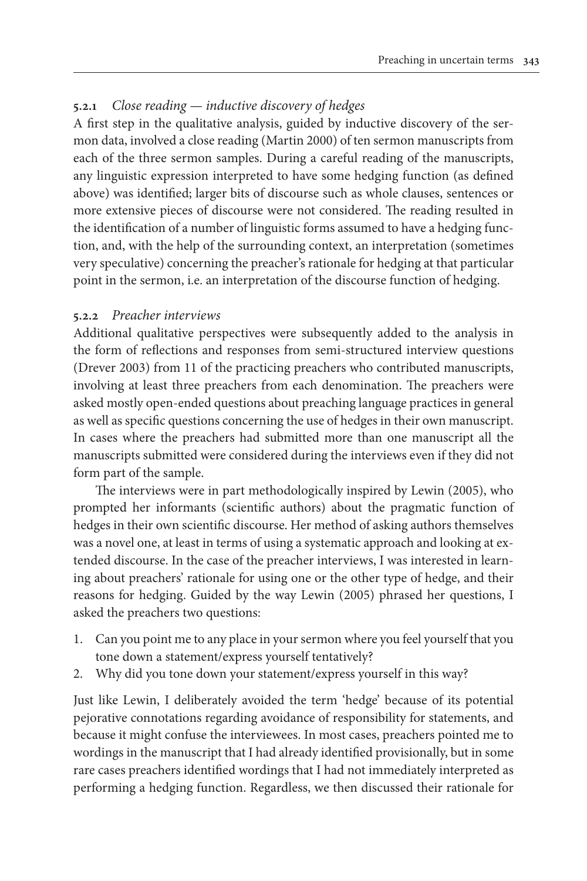#### 5.2.1 *Close reading — inductive discovery of hedges*

A first step in the qualitative analysis, guided by inductive discovery of the sermon data, involved a close reading (Martin 2000) of ten sermon manuscripts from each of the three sermon samples. During a careful reading of the manuscripts, any linguistic expression interpreted to have some hedging function (as defined above) was identified; larger bits of discourse such as whole clauses, sentences or more extensive pieces of discourse were not considered. The reading resulted in the identification of a number of linguistic forms assumed to have a hedging function, and, with the help of the surrounding context, an interpretation (sometimes very speculative) concerning the preacher's rationale for hedging at that particular point in the sermon, i.e. an interpretation of the discourse function of hedging.

#### 5.2.2 *Preacher interviews*

Additional qualitative perspectives were subsequently added to the analysis in the form of reflections and responses from semi-structured interview questions (Drever 2003) from 11 of the practicing preachers who contributed manuscripts, involving at least three preachers from each denomination. The preachers were asked mostly open-ended questions about preaching language practices in general as well as specific questions concerning the use of hedges in their own manuscript. In cases where the preachers had submitted more than one manuscript all the manuscripts submitted were considered during the interviews even if they did not form part of the sample.

The interviews were in part methodologically inspired by Lewin (2005), who prompted her informants (scientific authors) about the pragmatic function of hedges in their own scientific discourse. Her method of asking authors themselves was a novel one, at least in terms of using a systematic approach and looking at extended discourse. In the case of the preacher interviews, I was interested in learning about preachers' rationale for using one or the other type of hedge, and their reasons for hedging. Guided by the way Lewin (2005) phrased her questions, I asked the preachers two questions:

1. Can you point me to any place in your sermon where you feel yourself that you tone down a statement/express yourself tentatively?
2. Why did you tone down your statement/express yourself in this way?

Just like Lewin, I deliberately avoided the term 'hedge' because of its potential pejorative connotations regarding avoidance of responsibility for statements, and because it might confuse the interviewees. In most cases, preachers pointed me to wordings in the manuscript that I had already identified provisionally, but in some rare cases preachers identified wordings that I had not immediately interpreted as performing a hedging function. Regardless, we then discussed their rationale for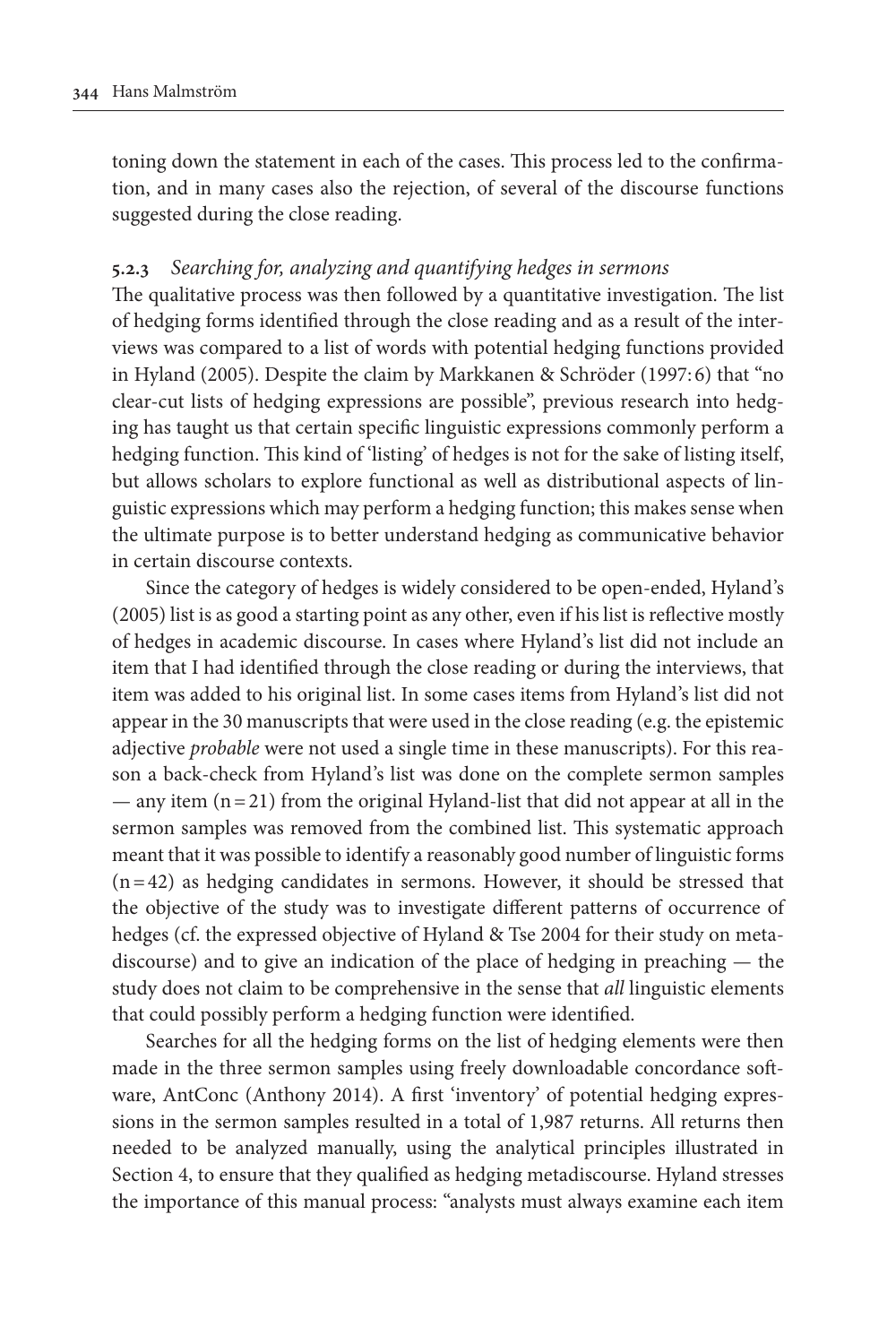toning down the statement in each of the cases. This process led to the confirmation, and in many cases also the rejection, of several of the discourse functions suggested during the close reading.

### 5.2.3 *Searching for, analyzing and quantifying hedges in sermons*

The qualitative process was then followed by a quantitative investigation. The list of hedging forms identified through the close reading and as a result of the interviews was compared to a list of words with potential hedging functions provided in Hyland (2005). Despite the claim by Markkanen & Schröder (1997: 6) that "no clear-cut lists of hedging expressions are possible", previous research into hedging has taught us that certain specific linguistic expressions commonly perform a hedging function. This kind of 'listing' of hedges is not for the sake of listing itself, but allows scholars to explore functional as well as distributional aspects of linguistic expressions which may perform a hedging function; this makes sense when the ultimate purpose is to better understand hedging as communicative behavior in certain discourse contexts.

Since the category of hedges is widely considered to be open-ended, Hyland's (2005) list is as good a starting point as any other, even if his list is reflective mostly of hedges in academic discourse. In cases where Hyland's list did not include an item that I had identified through the close reading or during the interviews, that item was added to his original list. In some cases items from Hyland's list did not appear in the 30 manuscripts that were used in the close reading (e.g. the epistemic adjective *probable* were not used a single time in these manuscripts). For this reason a back-check from Hyland's list was done on the complete sermon samples — any item (n = 21) from the original Hyland-list that did not appear at all in the sermon samples was removed from the combined list. This systematic approach meant that it was possible to identify a reasonably good number of linguistic forms (n = 42) as hedging candidates in sermons. However, it should be stressed that the objective of the study was to investigate different patterns of occurrence of hedges (cf. the expressed objective of Hyland & Tse 2004 for their study on metadiscourse) and to give an indication of the place of hedging in preaching — the study does not claim to be comprehensive in the sense that *all* linguistic elements that could possibly perform a hedging function were identified.

Searches for all the hedging forms on the list of hedging elements were then made in the three sermon samples using freely downloadable concordance software, AntConc (Anthony 2014). A first 'inventory' of potential hedging expressions in the sermon samples resulted in a total of 1,987 returns. All returns then needed to be analyzed manually, using the analytical principles illustrated in Section 4, to ensure that they qualified as hedging metadiscourse. Hyland stresses the importance of this manual process: "analysts must always examine each item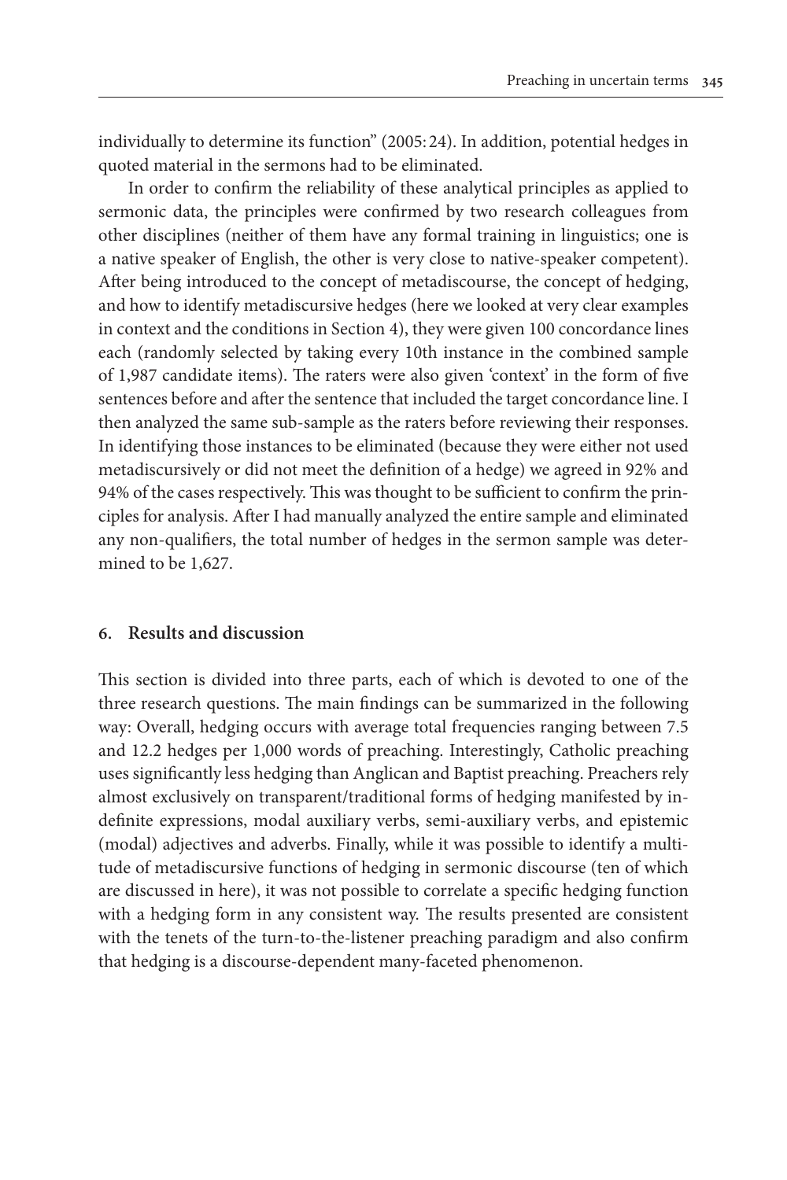individually to determine its function" (2005: 24). In addition, potential hedges in quoted material in the sermons had to be eliminated.

In order to confirm the reliability of these analytical principles as applied to sermonic data, the principles were confirmed by two research colleagues from other disciplines (neither of them have any formal training in linguistics; one is a native speaker of English, the other is very close to native-speaker competent). After being introduced to the concept of metadiscourse, the concept of hedging, and how to identify metadiscursive hedges (here we looked at very clear examples in context and the conditions in Section 4), they were given 100 concordance lines each (randomly selected by taking every 10th instance in the combined sample of 1,987 candidate items). The raters were also given 'context' in the form of five sentences before and after the sentence that included the target concordance line. I then analyzed the same sub-sample as the raters before reviewing their responses. In identifying those instances to be eliminated (because they were either not used metadiscursively or did not meet the definition of a hedge) we agreed in 92% and 94% of the cases respectively. This was thought to be sufficient to confirm the principles for analysis. After I had manually analyzed the entire sample and eliminated any non-qualifiers, the total number of hedges in the sermon sample was determined to be 1,627.

## 6. Results and discussion

This section is divided into three parts, each of which is devoted to one of the three research questions. The main findings can be summarized in the following way: Overall, hedging occurs with average total frequencies ranging between 7.5 and 12.2 hedges per 1,000 words of preaching. Interestingly, Catholic preaching uses significantly less hedging than Anglican and Baptist preaching. Preachers rely almost exclusively on transparent/traditional forms of hedging manifested by indefinite expressions, modal auxiliary verbs, semi-auxiliary verbs, and epistemic (modal) adjectives and adverbs. Finally, while it was possible to identify a multitude of metadiscursive functions of hedging in sermonic discourse (ten of which are discussed in here), it was not possible to correlate a specific hedging function with a hedging form in any consistent way. The results presented are consistent with the tenets of the turn-to-the-listener preaching paradigm and also confirm that hedging is a discourse-dependent many-faceted phenomenon.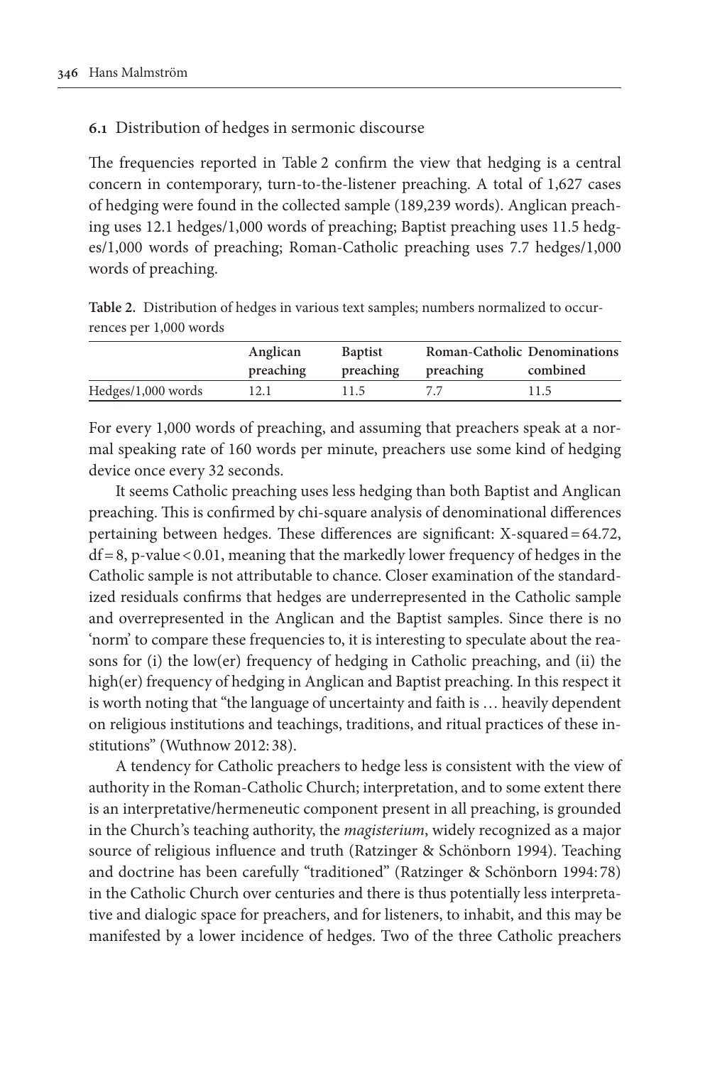### 6.1 Distribution of hedges in sermonic discourse

The frequencies reported in Table 2 confirm the view that hedging is a central concern in contemporary, turn-to-the-listener preaching. A total of 1,627 cases of hedging were found in the collected sample (189,239 words). Anglican preaching uses 12.1 hedges/1,000 words of preaching; Baptist preaching uses 11.5 hedges/1,000 words of preaching; Roman-Catholic preaching uses 7.7 hedges/1,000 words of preaching.

**Table 2.** Distribution of hedges in various text samples; numbers normalized to occurrences per 1,000 words

| | Anglican preaching | Baptist preaching | Roman-Catholic preaching | Denominations combined |
|---|---|---|---|---|
| Hedges/1,000 words | 12.1 | 11.5 | 7.7 | 11.5 |

For every 1,000 words of preaching, and assuming that preachers speak at a normal speaking rate of 160 words per minute, preachers use some kind of hedging device once every 32 seconds.

It seems Catholic preaching uses less hedging than both Baptist and Anglican preaching. This is confirmed by chi-square analysis of denominational differences pertaining between hedges. These differences are significant: X-squared = 64.72, df = 8, p-value < 0.01, meaning that the markedly lower frequency of hedges in the Catholic sample is not attributable to chance. Closer examination of the standardized residuals confirms that hedges are underrepresented in the Catholic sample and overrepresented in the Anglican and the Baptist samples. Since there is no 'norm' to compare these frequencies to, it is interesting to speculate about the reasons for (i) the low(er) frequency of hedging in Catholic preaching, and (ii) the high(er) frequency of hedging in Anglican and Baptist preaching. In this respect it is worth noting that "the language of uncertainty and faith is … heavily dependent on religious institutions and teachings, traditions, and ritual practices of these institutions" (Wuthnow 2012: 38).

A tendency for Catholic preachers to hedge less is consistent with the view of authority in the Roman-Catholic Church; interpretation, and to some extent there is an interpretative/hermeneutic component present in all preaching, is grounded in the Church's teaching authority, the *magisterium*, widely recognized as a major source of religious influence and truth (Ratzinger & Schönborn 1994). Teaching and doctrine has been carefully "traditioned" (Ratzinger & Schönborn 1994: 78) in the Catholic Church over centuries and there is thus potentially less interpretative and dialogic space for preachers, and for listeners, to inhabit, and this may be manifested by a lower incidence of hedges. Two of the three Catholic preachers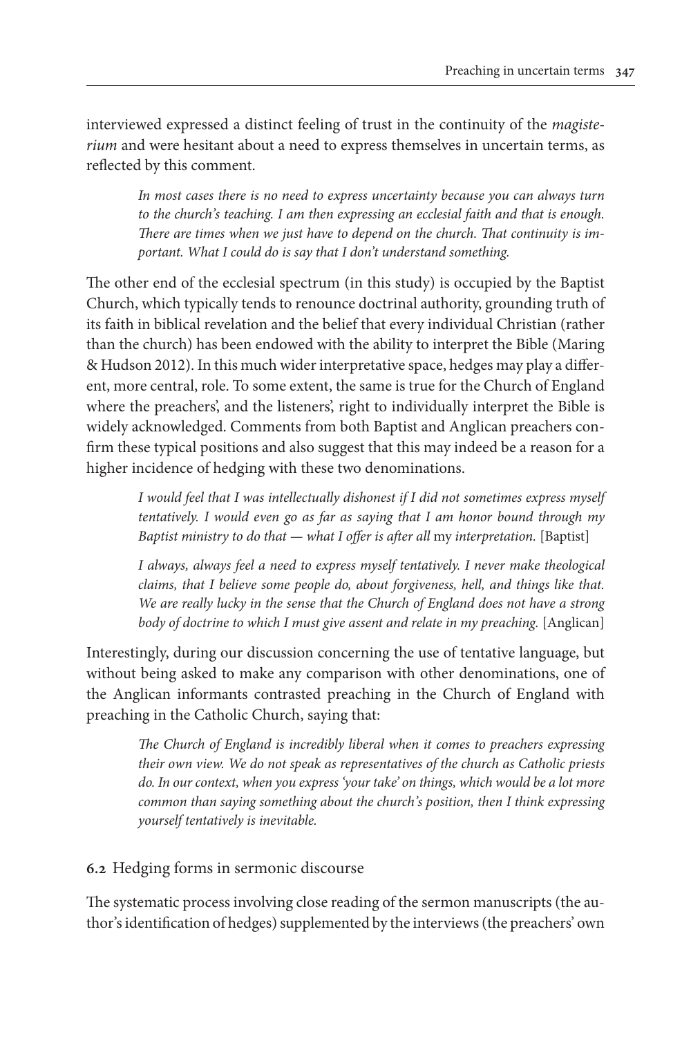interviewed expressed a distinct feeling of trust in the continuity of the *magisterium* and were hesitant about a need to express themselves in uncertain terms, as reflected by this comment.

> *In most cases there is no need to express uncertainty because you can always turn to the church's teaching. I am then expressing an ecclesial faith and that is enough. There are times when we just have to depend on the church. That continuity is important. What I could do is say that I don't understand something.*

The other end of the ecclesial spectrum (in this study) is occupied by the Baptist Church, which typically tends to renounce doctrinal authority, grounding truth of its faith in biblical revelation and the belief that every individual Christian (rather than the church) has been endowed with the ability to interpret the Bible (Maring & Hudson 2012). In this much wider interpretative space, hedges may play a different, more central, role. To some extent, the same is true for the Church of England where the preachers', and the listeners', right to individually interpret the Bible is widely acknowledged. Comments from both Baptist and Anglican preachers confirm these typical positions and also suggest that this may indeed be a reason for a higher incidence of hedging with these two denominations.

> *I would feel that I was intellectually dishonest if I did not sometimes express myself tentatively. I would even go as far as saying that I am honor bound through my Baptist ministry to do that — what I offer is after all* my *interpretation.* [Baptist]

> *I always, always feel a need to express myself tentatively. I never make theological claims, that I believe some people do, about forgiveness, hell, and things like that. We are really lucky in the sense that the Church of England does not have a strong body of doctrine to which I must give assent and relate in my preaching.* [Anglican]

Interestingly, during our discussion concerning the use of tentative language, but without being asked to make any comparison with other denominations, one of the Anglican informants contrasted preaching in the Church of England with preaching in the Catholic Church, saying that:

> *The Church of England is incredibly liberal when it comes to preachers expressing their own view. We do not speak as representatives of the church as Catholic priests do. In our context, when you express 'your take' on things, which would be a lot more common than saying something about the church's position, then I think expressing yourself tentatively is inevitable.*

### **6.2** Hedging forms in sermonic discourse

The systematic process involving close reading of the sermon manuscripts (the author's identification of hedges) supplemented by the interviews (the preachers' own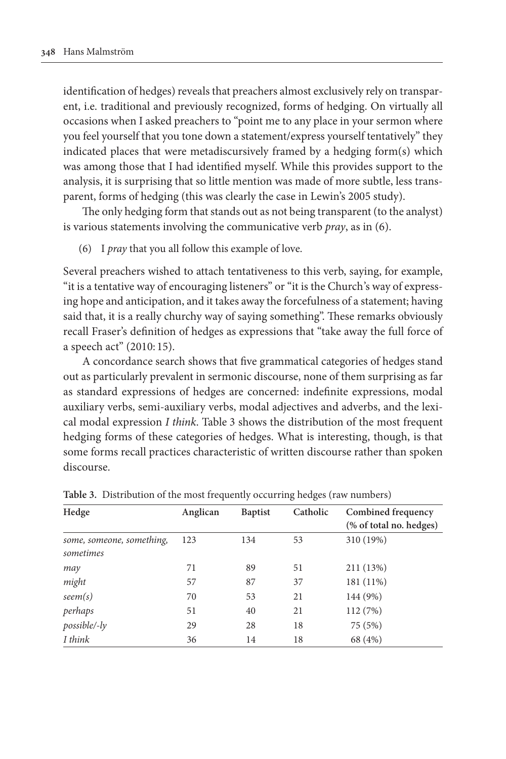identification of hedges) reveals that preachers almost exclusively rely on transparent, i.e. traditional and previously recognized, forms of hedging. On virtually all occasions when I asked preachers to "point me to any place in your sermon where you feel yourself that you tone down a statement/express yourself tentatively" they indicated places that were metadiscursively framed by a hedging form(s) which was among those that I had identified myself. While this provides support to the analysis, it is surprising that so little mention was made of more subtle, less transparent, forms of hedging (this was clearly the case in Lewin's 2005 study).

The only hedging form that stands out as not being transparent (to the analyst) is various statements involving the communicative verb *pray*, as in (6).

(6) I *pray* that you all follow this example of love.

Several preachers wished to attach tentativeness to this verb, saying, for example, "it is a tentative way of encouraging listeners" or "it is the Church's way of expressing hope and anticipation, and it takes away the forcefulness of a statement; having said that, it is a really churchy way of saying something". These remarks obviously recall Fraser's definition of hedges as expressions that "take away the full force of a speech act" (2010: 15).

A concordance search shows that five grammatical categories of hedges stand out as particularly prevalent in sermonic discourse, none of them surprising as far as standard expressions of hedges are concerned: indefinite expressions, modal auxiliary verbs, semi-auxiliary verbs, modal adjectives and adverbs, and the lexical modal expression *I think*. Table 3 shows the distribution of the most frequent hedging forms of these categories of hedges. What is interesting, though, is that some forms recall practices characteristic of written discourse rather than spoken discourse.

**Table 3.** Distribution of the most frequently occurring hedges (raw numbers)

| Hedge | Anglican | Baptist | Catholic | Combined frequency (% of total no. hedges) |
|---|---|---|---|---|
| *some, someone, something, sometimes* | 123 | 134 | 53 | 310 (19%) |
| *may* | 71 | 89 | 51 | 211 (13%) |
| *might* | 57 | 87 | 37 | 181 (11%) |
| *seem(s)* | 70 | 53 | 21 | 144 (9%) |
| *perhaps* | 51 | 40 | 21 | 112 (7%) |
| *possible/-ly* | 29 | 28 | 18 | 75 (5%) |
| *I think* | 36 | 14 | 18 | 68 (4%) |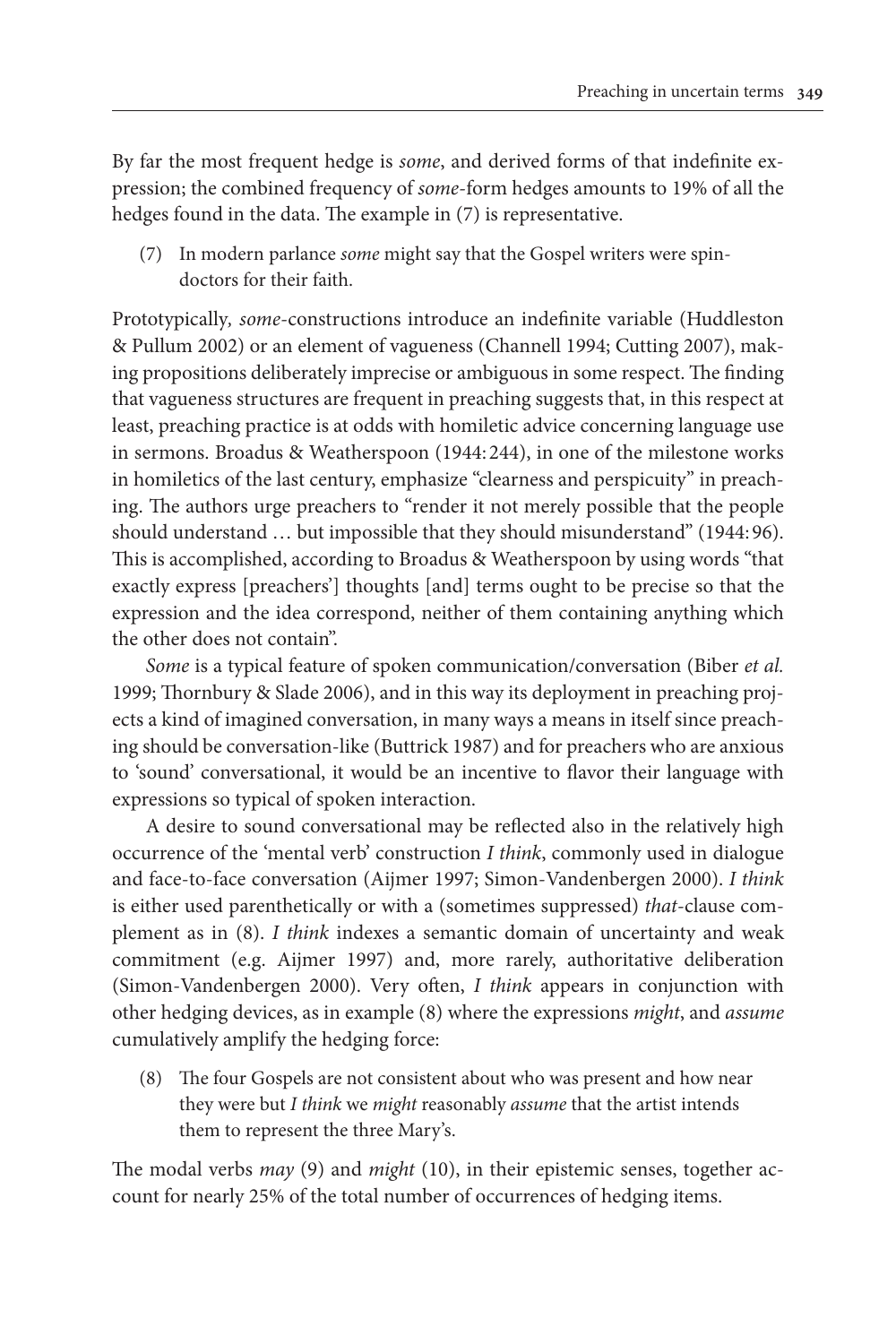By far the most frequent hedge is *some*, and derived forms of that indefinite expression; the combined frequency of *some*-form hedges amounts to 19% of all the hedges found in the data. The example in (7) is representative.

(7) In modern parlance *some* might say that the Gospel writers were spin-doctors for their faith.

Prototypically, *some*-constructions introduce an indefinite variable (Huddleston & Pullum 2002) or an element of vagueness (Channell 1994; Cutting 2007), making propositions deliberately imprecise or ambiguous in some respect. The finding that vagueness structures are frequent in preaching suggests that, in this respect at least, preaching practice is at odds with homiletic advice concerning language use in sermons. Broadus & Weatherspoon (1944: 244), in one of the milestone works in homiletics of the last century, emphasize "clearness and perspicuity" in preaching. The authors urge preachers to "render it not merely possible that the people should understand … but impossible that they should misunderstand" (1944: 96). This is accomplished, according to Broadus & Weatherspoon by using words "that exactly express [preachers'] thoughts [and] terms ought to be precise so that the expression and the idea correspond, neither of them containing anything which the other does not contain".

*Some* is a typical feature of spoken communication/conversation (Biber *et al.* 1999; Thornbury & Slade 2006), and in this way its deployment in preaching projects a kind of imagined conversation, in many ways a means in itself since preaching should be conversation-like (Buttrick 1987) and for preachers who are anxious to 'sound' conversational, it would be an incentive to flavor their language with expressions so typical of spoken interaction.

A desire to sound conversational may be reflected also in the relatively high occurrence of the 'mental verb' construction *I think*, commonly used in dialogue and face-to-face conversation (Aijmer 1997; Simon-Vandenbergen 2000). *I think* is either used parenthetically or with a (sometimes suppressed) *that*-clause complement as in (8). *I think* indexes a semantic domain of uncertainty and weak commitment (e.g. Aijmer 1997) and, more rarely, authoritative deliberation (Simon-Vandenbergen 2000). Very often, *I think* appears in conjunction with other hedging devices, as in example (8) where the expressions *might*, and *assume* cumulatively amplify the hedging force:

(8) The four Gospels are not consistent about who was present and how near they were but *I think* we *might* reasonably *assume* that the artist intends them to represent the three Mary's.

The modal verbs *may* (9) and *might* (10), in their epistemic senses, together account for nearly 25% of the total number of occurrences of hedging items.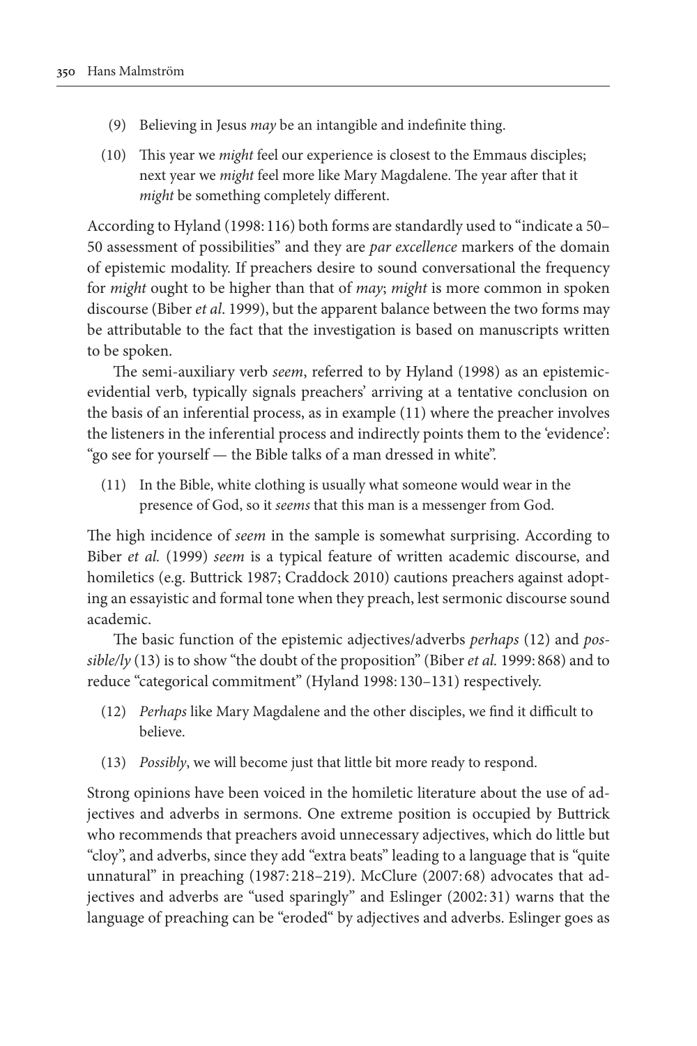(9) Believing in Jesus *may* be an intangible and indefinite thing.

(10) This year we *might* feel our experience is closest to the Emmaus disciples; next year we *might* feel more like Mary Magdalene. The year after that it *might* be something completely different.

According to Hyland (1998: 116) both forms are standardly used to "indicate a 50–50 assessment of possibilities" and they are *par excellence* markers of the domain of epistemic modality. If preachers desire to sound conversational the frequency for *might* ought to be higher than that of *may*; *might* is more common in spoken discourse (Biber *et al*. 1999), but the apparent balance between the two forms may be attributable to the fact that the investigation is based on manuscripts written to be spoken.

The semi-auxiliary verb *seem*, referred to by Hyland (1998) as an epistemic-evidential verb, typically signals preachers' arriving at a tentative conclusion on the basis of an inferential process, as in example (11) where the preacher involves the listeners in the inferential process and indirectly points them to the 'evidence': "go see for yourself — the Bible talks of a man dressed in white".

(11) In the Bible, white clothing is usually what someone would wear in the presence of God, so it *seems* that this man is a messenger from God.

The high incidence of *seem* in the sample is somewhat surprising. According to Biber *et al.* (1999) *seem* is a typical feature of written academic discourse, and homiletics (e.g. Buttrick 1987; Craddock 2010) cautions preachers against adopting an essayistic and formal tone when they preach, lest sermonic discourse sound academic.

The basic function of the epistemic adjectives/adverbs *perhaps* (12) and *possible/ly* (13) is to show "the doubt of the proposition" (Biber *et al.* 1999: 868) and to reduce "categorical commitment" (Hyland 1998: 130–131) respectively.

(12) *Perhaps* like Mary Magdalene and the other disciples, we find it difficult to believe.

(13) *Possibly*, we will become just that little bit more ready to respond.

Strong opinions have been voiced in the homiletic literature about the use of adjectives and adverbs in sermons. One extreme position is occupied by Buttrick who recommends that preachers avoid unnecessary adjectives, which do little but "cloy", and adverbs, since they add "extra beats" leading to a language that is "quite unnatural" in preaching (1987: 218–219). McClure (2007: 68) advocates that adjectives and adverbs are "used sparingly" and Eslinger (2002: 31) warns that the language of preaching can be "eroded" by adjectives and adverbs. Eslinger goes as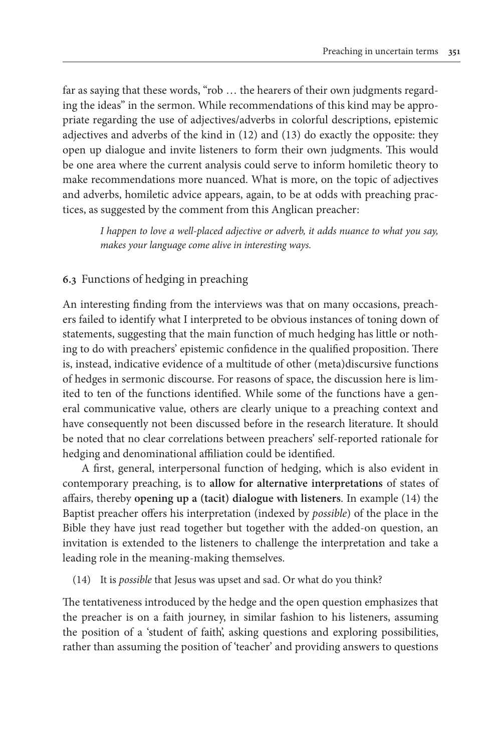far as saying that these words, "rob … the hearers of their own judgments regarding the ideas" in the sermon. While recommendations of this kind may be appropriate regarding the use of adjectives/adverbs in colorful descriptions, epistemic adjectives and adverbs of the kind in (12) and (13) do exactly the opposite: they open up dialogue and invite listeners to form their own judgments. This would be one area where the current analysis could serve to inform homiletic theory to make recommendations more nuanced. What is more, on the topic of adjectives and adverbs, homiletic advice appears, again, to be at odds with preaching practices, as suggested by the comment from this Anglican preacher:

> *I happen to love a well-placed adjective or adverb, it adds nuance to what you say, makes your language come alive in interesting ways.*

### 6.3 Functions of hedging in preaching

An interesting finding from the interviews was that on many occasions, preachers failed to identify what I interpreted to be obvious instances of toning down of statements, suggesting that the main function of much hedging has little or nothing to do with preachers' epistemic confidence in the qualified proposition. There is, instead, indicative evidence of a multitude of other (meta)discursive functions of hedges in sermonic discourse. For reasons of space, the discussion here is limited to ten of the functions identified. While some of the functions have a general communicative value, others are clearly unique to a preaching context and have consequently not been discussed before in the research literature. It should be noted that no clear correlations between preachers' self-reported rationale for hedging and denominational affiliation could be identified.

A first, general, interpersonal function of hedging, which is also evident in contemporary preaching, is to **allow for alternative interpretations** of states of affairs, thereby **opening up a (tacit) dialogue with listeners**. In example (14) the Baptist preacher offers his interpretation (indexed by *possible*) of the place in the Bible they have just read together but together with the added-on question, an invitation is extended to the listeners to challenge the interpretation and take a leading role in the meaning-making themselves.

(14) It is *possible* that Jesus was upset and sad. Or what do you think?

The tentativeness introduced by the hedge and the open question emphasizes that the preacher is on a faith journey, in similar fashion to his listeners, assuming the position of a 'student of faith', asking questions and exploring possibilities, rather than assuming the position of 'teacher' and providing answers to questions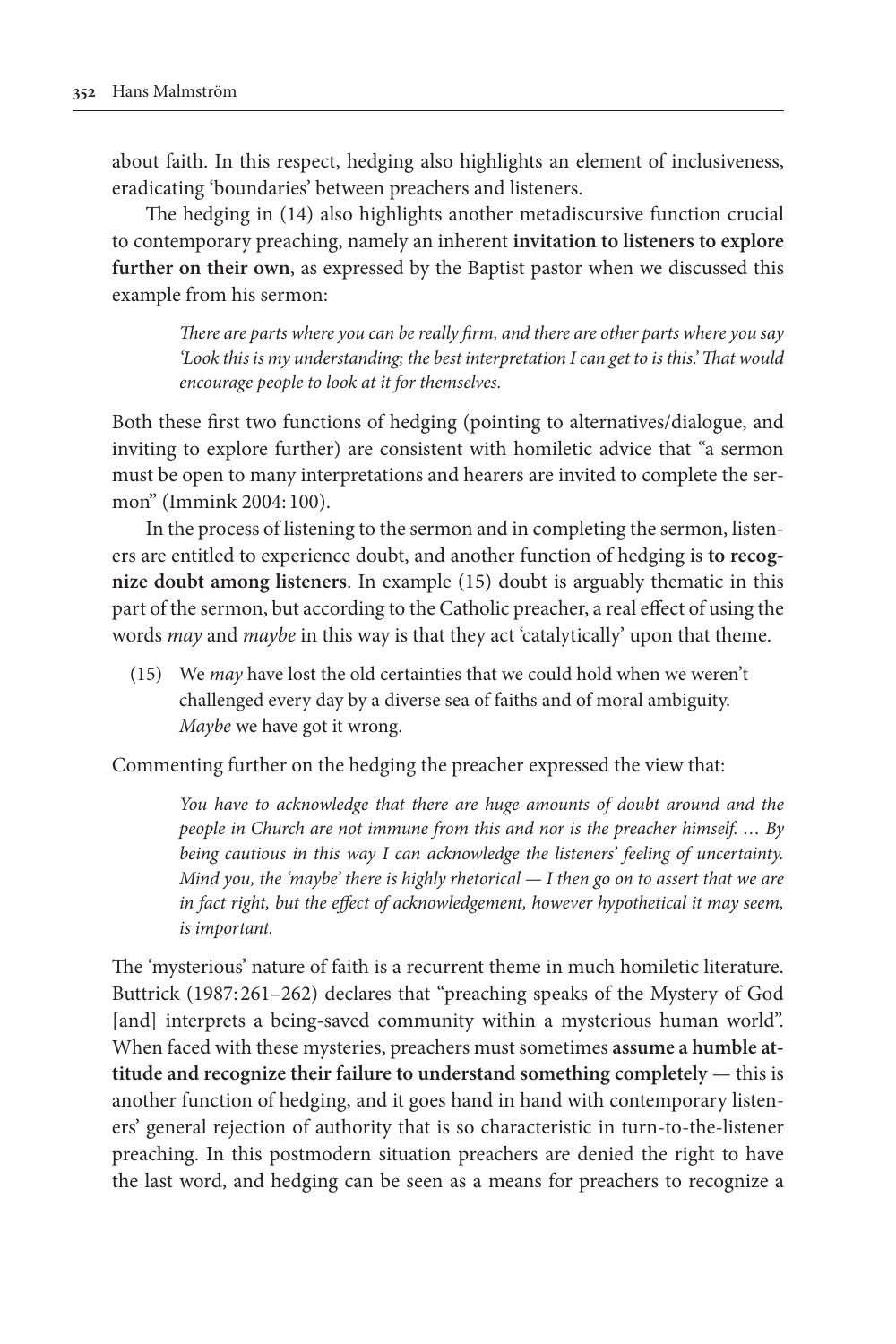about faith. In this respect, hedging also highlights an element of inclusiveness, eradicating 'boundaries' between preachers and listeners.

The hedging in (14) also highlights another metadiscursive function crucial to contemporary preaching, namely an inherent **invitation to listeners to explore further on their own**, as expressed by the Baptist pastor when we discussed this example from his sermon:

> *There are parts where you can be really firm, and there are other parts where you say 'Look this is my understanding; the best interpretation I can get to is this.' That would encourage people to look at it for themselves.*

Both these first two functions of hedging (pointing to alternatives/dialogue, and inviting to explore further) are consistent with homiletic advice that "a sermon must be open to many interpretations and hearers are invited to complete the sermon" (Immink 2004: 100).

In the process of listening to the sermon and in completing the sermon, listeners are entitled to experience doubt, and another function of hedging is **to recognize doubt among listeners**. In example (15) doubt is arguably thematic in this part of the sermon, but according to the Catholic preacher, a real effect of using the words *may* and *maybe* in this way is that they act 'catalytically' upon that theme.

(15) We *may* have lost the old certainties that we could hold when we weren't challenged every day by a diverse sea of faiths and of moral ambiguity. *Maybe* we have got it wrong.

Commenting further on the hedging the preacher expressed the view that:

> *You have to acknowledge that there are huge amounts of doubt around and the people in Church are not immune from this and nor is the preacher himself. … By being cautious in this way I can acknowledge the listeners' feeling of uncertainty. Mind you, the 'maybe' there is highly rhetorical — I then go on to assert that we are in fact right, but the effect of acknowledgement, however hypothetical it may seem, is important.*

The 'mysterious' nature of faith is a recurrent theme in much homiletic literature. Buttrick (1987: 261–262) declares that "preaching speaks of the Mystery of God [and] interprets a being-saved community within a mysterious human world". When faced with these mysteries, preachers must sometimes **assume a humble attitude and recognize their failure to understand something completely** — this is another function of hedging, and it goes hand in hand with contemporary listeners' general rejection of authority that is so characteristic in turn-to-the-listener preaching. In this postmodern situation preachers are denied the right to have the last word, and hedging can be seen as a means for preachers to recognize a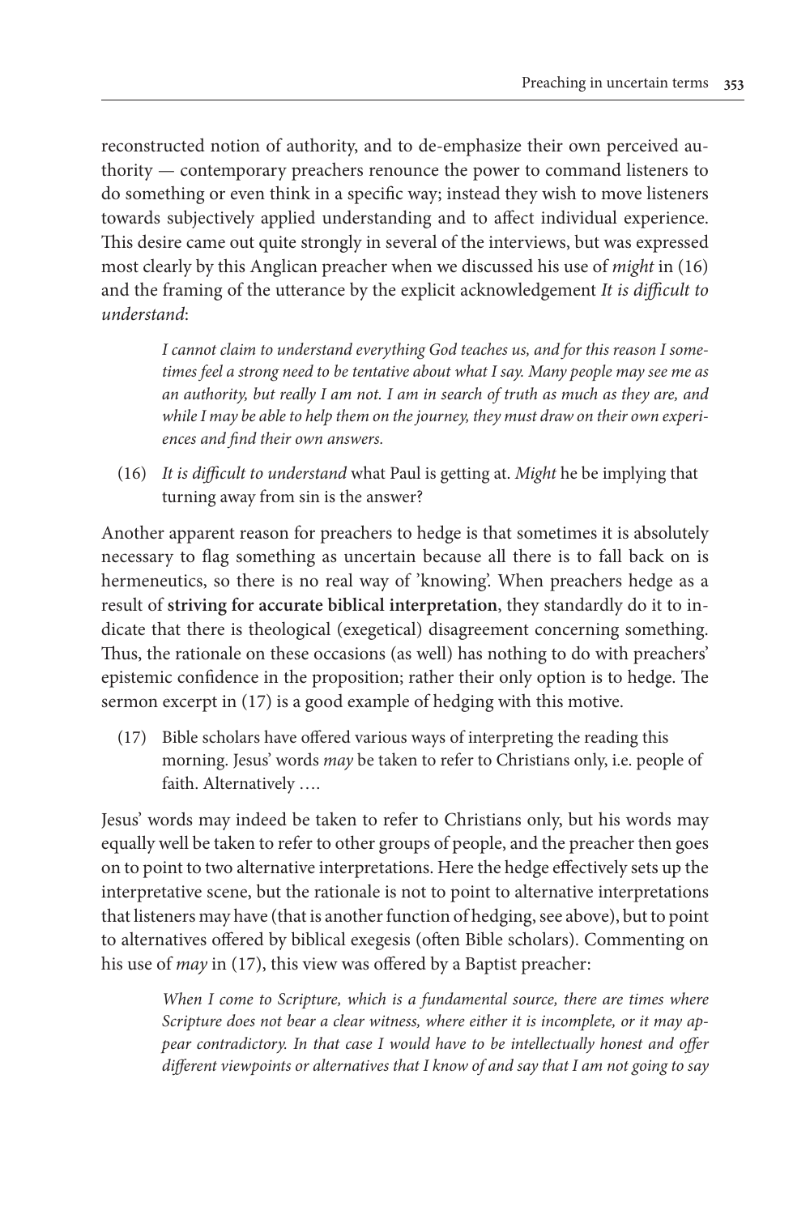reconstructed notion of authority, and to de-emphasize their own perceived authority — contemporary preachers renounce the power to command listeners to do something or even think in a specific way; instead they wish to move listeners towards subjectively applied understanding and to affect individual experience. This desire came out quite strongly in several of the interviews, but was expressed most clearly by this Anglican preacher when we discussed his use of *might* in (16) and the framing of the utterance by the explicit acknowledgement *It is difficult to understand*:

> *I cannot claim to understand everything God teaches us, and for this reason I sometimes feel a strong need to be tentative about what I say. Many people may see me as an authority, but really I am not. I am in search of truth as much as they are, and while I may be able to help them on the journey, they must draw on their own experiences and find their own answers.*

(16) *It is difficult to understand* what Paul is getting at. *Might* he be implying that turning away from sin is the answer?

Another apparent reason for preachers to hedge is that sometimes it is absolutely necessary to flag something as uncertain because all there is to fall back on is hermeneutics, so there is no real way of 'knowing'. When preachers hedge as a result of **striving for accurate biblical interpretation**, they standardly do it to indicate that there is theological (exegetical) disagreement concerning something. Thus, the rationale on these occasions (as well) has nothing to do with preachers' epistemic confidence in the proposition; rather their only option is to hedge. The sermon excerpt in (17) is a good example of hedging with this motive.

(17) Bible scholars have offered various ways of interpreting the reading this morning. Jesus' words *may* be taken to refer to Christians only, i.e. people of faith. Alternatively ….

Jesus' words may indeed be taken to refer to Christians only, but his words may equally well be taken to refer to other groups of people, and the preacher then goes on to point to two alternative interpretations. Here the hedge effectively sets up the interpretative scene, but the rationale is not to point to alternative interpretations that listeners may have (that is another function of hedging, see above), but to point to alternatives offered by biblical exegesis (often Bible scholars). Commenting on his use of *may* in (17), this view was offered by a Baptist preacher:

> *When I come to Scripture, which is a fundamental source, there are times where Scripture does not bear a clear witness, where either it is incomplete, or it may appear contradictory. In that case I would have to be intellectually honest and offer different viewpoints or alternatives that I know of and say that I am not going to say*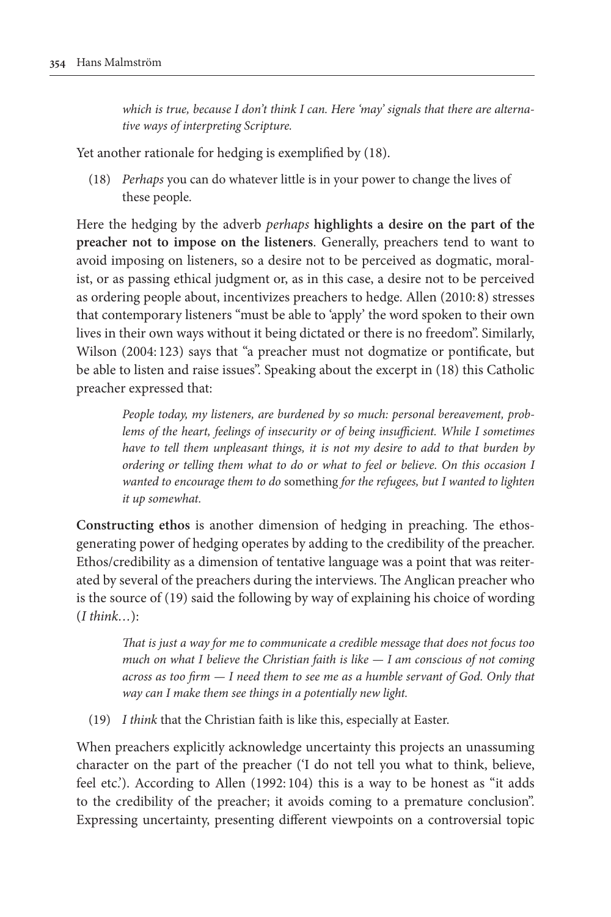*which is true, because I don't think I can. Here 'may' signals that there are alternative ways of interpreting Scripture.*

Yet another rationale for hedging is exemplified by (18).

(18) *Perhaps* you can do whatever little is in your power to change the lives of these people.

Here the hedging by the adverb *perhaps* **highlights a desire on the part of the preacher not to impose on the listeners**. Generally, preachers tend to want to avoid imposing on listeners, so a desire not to be perceived as dogmatic, moralist, or as passing ethical judgment or, as in this case, a desire not to be perceived as ordering people about, incentivizes preachers to hedge. Allen (2010: 8) stresses that contemporary listeners "must be able to 'apply' the word spoken to their own lives in their own ways without it being dictated or there is no freedom". Similarly, Wilson (2004: 123) says that "a preacher must not dogmatize or pontificate, but be able to listen and raise issues". Speaking about the excerpt in (18) this Catholic preacher expressed that:

> *People today, my listeners, are burdened by so much: personal bereavement, problems of the heart, feelings of insecurity or of being insufficient. While I sometimes have to tell them unpleasant things, it is not my desire to add to that burden by ordering or telling them what to do or what to feel or believe. On this occasion I wanted to encourage them to do* something *for the refugees, but I wanted to lighten it up somewhat.*

**Constructing ethos** is another dimension of hedging in preaching. The ethos-generating power of hedging operates by adding to the credibility of the preacher. Ethos/credibility as a dimension of tentative language was a point that was reiterated by several of the preachers during the interviews. The Anglican preacher who is the source of (19) said the following by way of explaining his choice of wording (*I think*…):

> *That is just a way for me to communicate a credible message that does not focus too much on what I believe the Christian faith is like — I am conscious of not coming across as too firm — I need them to see me as a humble servant of God. Only that way can I make them see things in a potentially new light.*

(19) *I think* that the Christian faith is like this, especially at Easter.

When preachers explicitly acknowledge uncertainty this projects an unassuming character on the part of the preacher ('I do not tell you what to think, believe, feel etc.'). According to Allen (1992: 104) this is a way to be honest as "it adds to the credibility of the preacher; it avoids coming to a premature conclusion". Expressing uncertainty, presenting different viewpoints on a controversial topic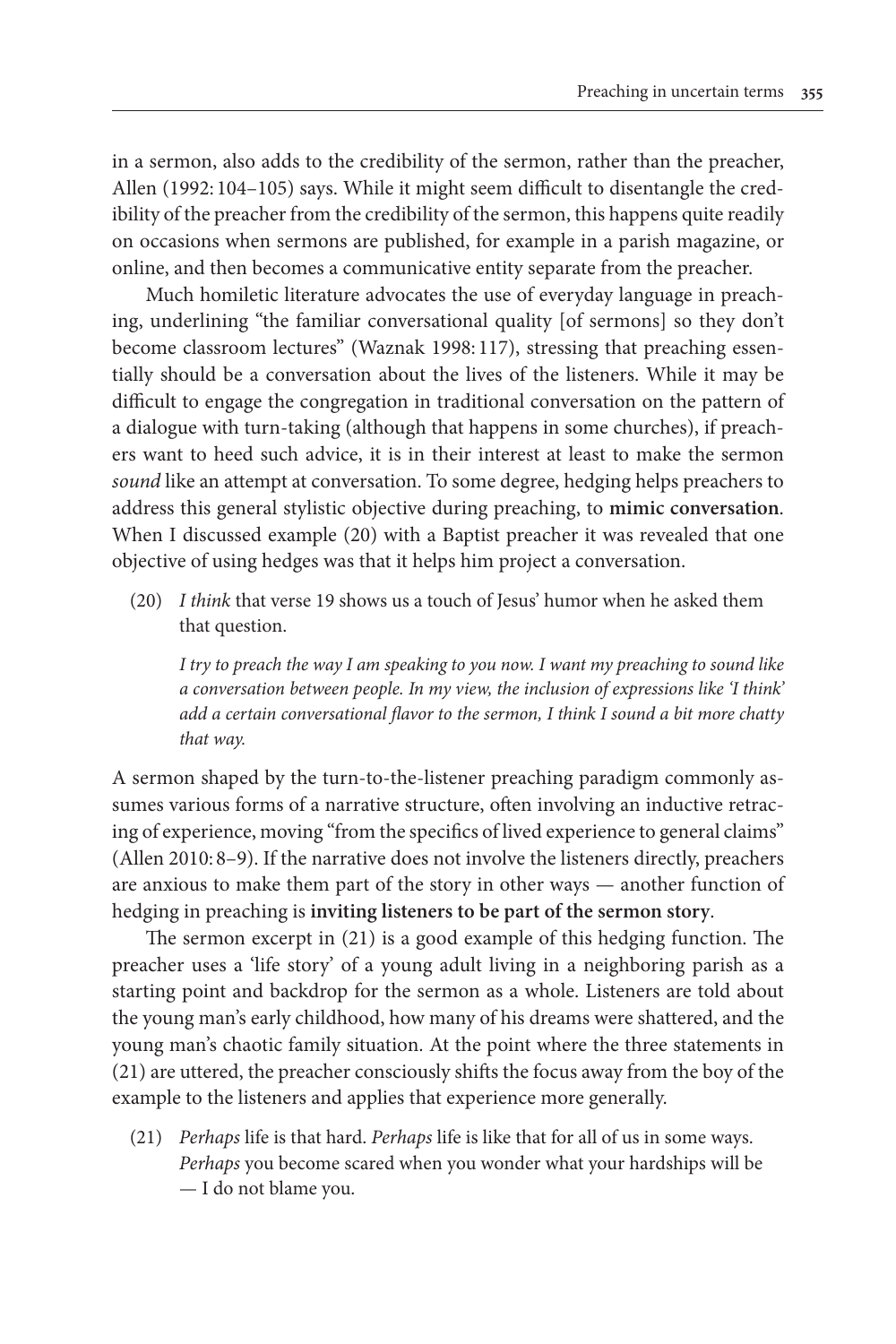in a sermon, also adds to the credibility of the sermon, rather than the preacher, Allen (1992: 104–105) says. While it might seem difficult to disentangle the credibility of the preacher from the credibility of the sermon, this happens quite readily on occasions when sermons are published, for example in a parish magazine, or online, and then becomes a communicative entity separate from the preacher.

Much homiletic literature advocates the use of everyday language in preaching, underlining "the familiar conversational quality [of sermons] so they don't become classroom lectures" (Waznak 1998: 117), stressing that preaching essentially should be a conversation about the lives of the listeners. While it may be difficult to engage the congregation in traditional conversation on the pattern of a dialogue with turn-taking (although that happens in some churches), if preachers want to heed such advice, it is in their interest at least to make the sermon *sound* like an attempt at conversation. To some degree, hedging helps preachers to address this general stylistic objective during preaching, to **mimic conversation**. When I discussed example (20) with a Baptist preacher it was revealed that one objective of using hedges was that it helps him project a conversation.

(20) *I think* that verse 19 shows us a touch of Jesus' humor when he asked them that question.

*I try to preach the way I am speaking to you now. I want my preaching to sound like a conversation between people. In my view, the inclusion of expressions like 'I think' add a certain conversational flavor to the sermon, I think I sound a bit more chatty that way.*

A sermon shaped by the turn-to-the-listener preaching paradigm commonly assumes various forms of a narrative structure, often involving an inductive retracing of experience, moving "from the specifics of lived experience to general claims" (Allen 2010: 8–9). If the narrative does not involve the listeners directly, preachers are anxious to make them part of the story in other ways — another function of hedging in preaching is **inviting listeners to be part of the sermon story**.

The sermon excerpt in (21) is a good example of this hedging function. The preacher uses a 'life story' of a young adult living in a neighboring parish as a starting point and backdrop for the sermon as a whole. Listeners are told about the young man's early childhood, how many of his dreams were shattered, and the young man's chaotic family situation. At the point where the three statements in (21) are uttered, the preacher consciously shifts the focus away from the boy of the example to the listeners and applies that experience more generally.

(21) *Perhaps* life is that hard. *Perhaps* life is like that for all of us in some ways. *Perhaps* you become scared when you wonder what your hardships will be — I do not blame you.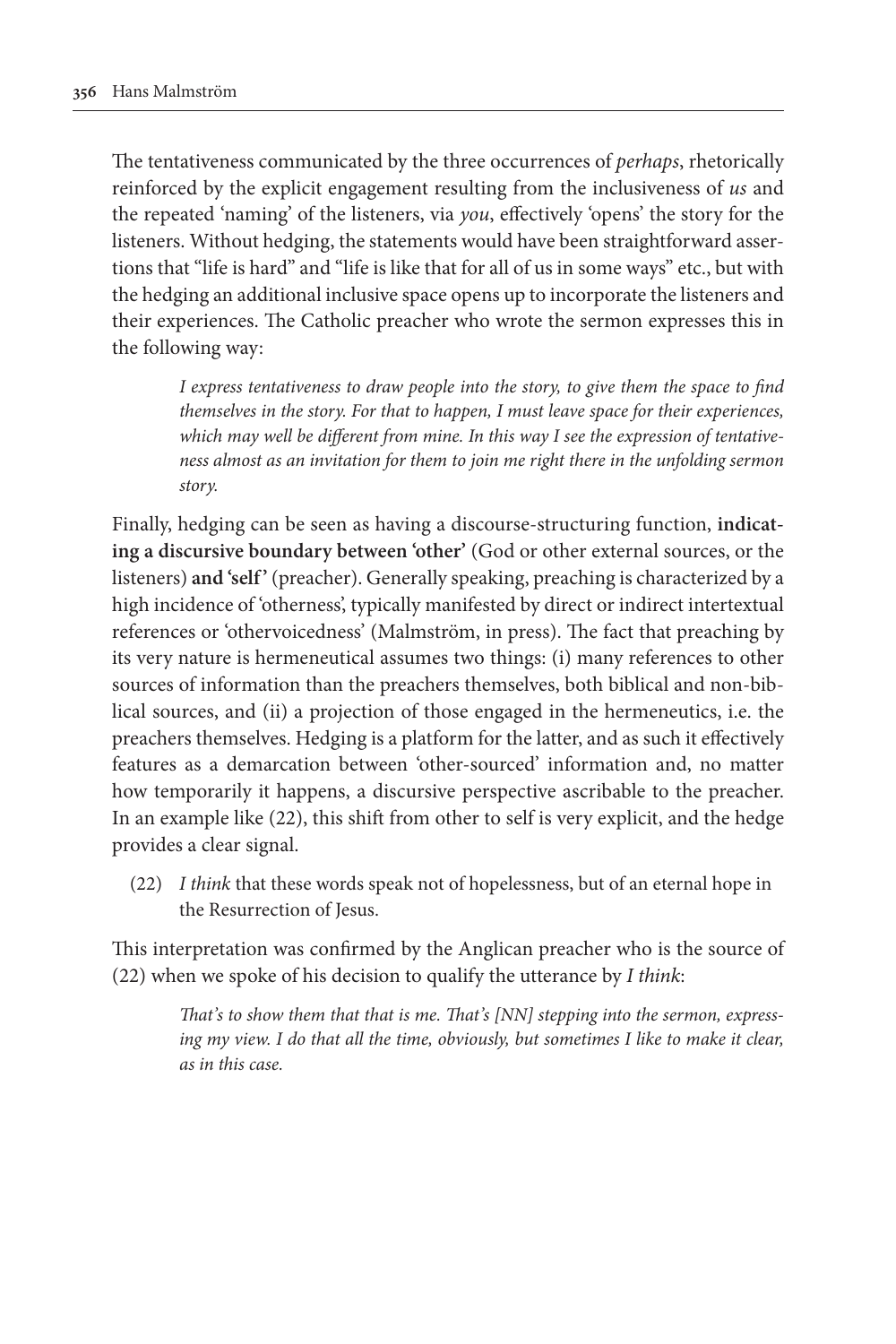The tentativeness communicated by the three occurrences of *perhaps*, rhetorically reinforced by the explicit engagement resulting from the inclusiveness of *us* and the repeated 'naming' of the listeners, via *you*, effectively 'opens' the story for the listeners. Without hedging, the statements would have been straightforward assertions that "life is hard" and "life is like that for all of us in some ways" etc., but with the hedging an additional inclusive space opens up to incorporate the listeners and their experiences. The Catholic preacher who wrote the sermon expresses this in the following way:

> *I express tentativeness to draw people into the story, to give them the space to find themselves in the story. For that to happen, I must leave space for their experiences, which may well be different from mine. In this way I see the expression of tentativeness almost as an invitation for them to join me right there in the unfolding sermon story.*

Finally, hedging can be seen as having a discourse-structuring function, **indicating a discursive boundary between 'other'** (God or other external sources, or the listeners) **and 'self'** (preacher). Generally speaking, preaching is characterized by a high incidence of 'otherness', typically manifested by direct or indirect intertextual references or 'othervoicedness' (Malmström, in press). The fact that preaching by its very nature is hermeneutical assumes two things: (i) many references to other sources of information than the preachers themselves, both biblical and non-biblical sources, and (ii) a projection of those engaged in the hermeneutics, i.e. the preachers themselves. Hedging is a platform for the latter, and as such it effectively features as a demarcation between 'other-sourced' information and, no matter how temporarily it happens, a discursive perspective ascribable to the preacher. In an example like (22), this shift from other to self is very explicit, and the hedge provides a clear signal.

(22) *I think* that these words speak not of hopelessness, but of an eternal hope in the Resurrection of Jesus.

This interpretation was confirmed by the Anglican preacher who is the source of (22) when we spoke of his decision to qualify the utterance by *I think*:

> *That's to show them that that is me. That's [NN] stepping into the sermon, expressing my view. I do that all the time, obviously, but sometimes I like to make it clear, as in this case.*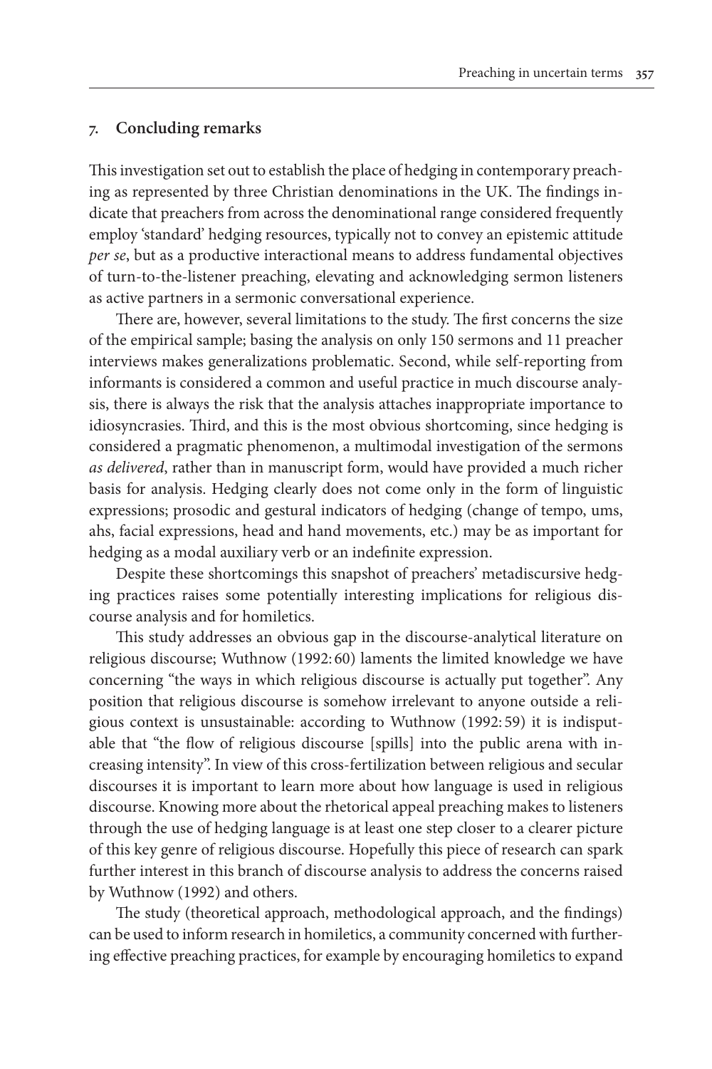## 7. Concluding remarks

This investigation set out to establish the place of hedging in contemporary preaching as represented by three Christian denominations in the UK. The findings indicate that preachers from across the denominational range considered frequently employ 'standard' hedging resources, typically not to convey an epistemic attitude *per se*, but as a productive interactional means to address fundamental objectives of turn-to-the-listener preaching, elevating and acknowledging sermon listeners as active partners in a sermonic conversational experience.

There are, however, several limitations to the study. The first concerns the size of the empirical sample; basing the analysis on only 150 sermons and 11 preacher interviews makes generalizations problematic. Second, while self-reporting from informants is considered a common and useful practice in much discourse analysis, there is always the risk that the analysis attaches inappropriate importance to idiosyncrasies. Third, and this is the most obvious shortcoming, since hedging is considered a pragmatic phenomenon, a multimodal investigation of the sermons *as delivered*, rather than in manuscript form, would have provided a much richer basis for analysis. Hedging clearly does not come only in the form of linguistic expressions; prosodic and gestural indicators of hedging (change of tempo, ums, ahs, facial expressions, head and hand movements, etc.) may be as important for hedging as a modal auxiliary verb or an indefinite expression.

Despite these shortcomings this snapshot of preachers' metadiscursive hedging practices raises some potentially interesting implications for religious discourse analysis and for homiletics.

This study addresses an obvious gap in the discourse-analytical literature on religious discourse; Wuthnow (1992: 60) laments the limited knowledge we have concerning "the ways in which religious discourse is actually put together". Any position that religious discourse is somehow irrelevant to anyone outside a religious context is unsustainable: according to Wuthnow (1992: 59) it is indisputable that "the flow of religious discourse [spills] into the public arena with increasing intensity". In view of this cross-fertilization between religious and secular discourses it is important to learn more about how language is used in religious discourse. Knowing more about the rhetorical appeal preaching makes to listeners through the use of hedging language is at least one step closer to a clearer picture of this key genre of religious discourse. Hopefully this piece of research can spark further interest in this branch of discourse analysis to address the concerns raised by Wuthnow (1992) and others.

The study (theoretical approach, methodological approach, and the findings) can be used to inform research in homiletics, a community concerned with furthering effective preaching practices, for example by encouraging homiletics to expand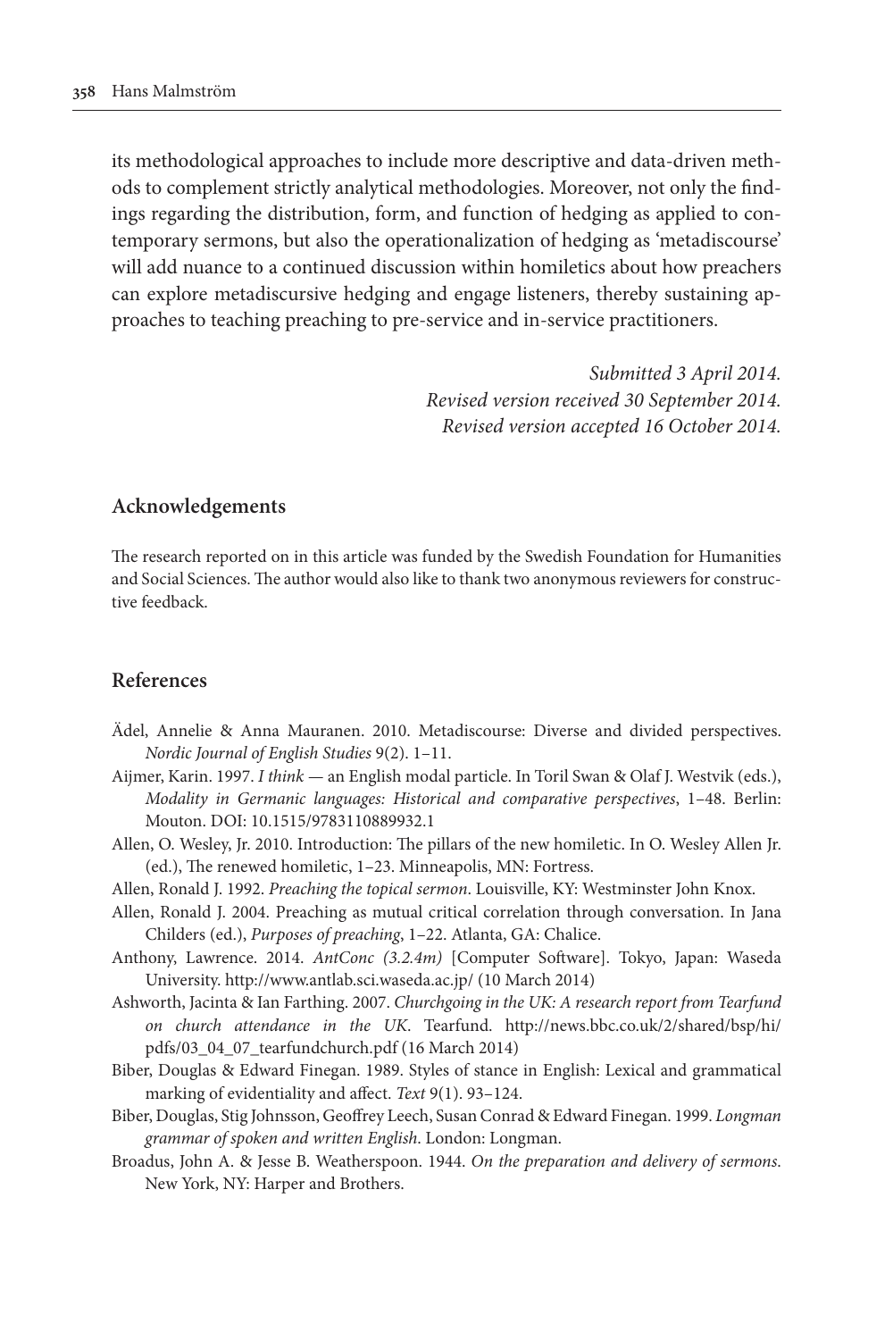its methodological approaches to include more descriptive and data-driven methods to complement strictly analytical methodologies. Moreover, not only the findings regarding the distribution, form, and function of hedging as applied to contemporary sermons, but also the operationalization of hedging as 'metadiscourse' will add nuance to a continued discussion within homiletics about how preachers can explore metadiscursive hedging and engage listeners, thereby sustaining approaches to teaching preaching to pre-service and in-service practitioners.

*Submitted 3 April 2014.*
*Revised version received 30 September 2014.*
*Revised version accepted 16 October 2014.*

## Acknowledgements

The research reported on in this article was funded by the Swedish Foundation for Humanities and Social Sciences. The author would also like to thank two anonymous reviewers for constructive feedback.

## References

Ädel, Annelie & Anna Mauranen. 2010. Metadiscourse: Diverse and divided perspectives. *Nordic Journal of English Studies* 9(2). 1–11.

Aijmer, Karin. 1997. *I think* — an English modal particle. In Toril Swan & Olaf J. Westvik (eds.), *Modality in Germanic languages: Historical and comparative perspectives*, 1–48. Berlin: Mouton. DOI: 10.1515/9783110889932.1

Allen, O. Wesley, Jr. 2010. Introduction: The pillars of the new homiletic. In O. Wesley Allen Jr. (ed.), The renewed homiletic, 1–23. Minneapolis, MN: Fortress.

Allen, Ronald J. 1992. *Preaching the topical sermon*. Louisville, KY: Westminster John Knox.

Allen, Ronald J. 2004. Preaching as mutual critical correlation through conversation. In Jana Childers (ed.), *Purposes of preaching*, 1–22. Atlanta, GA: Chalice.

Anthony, Lawrence. 2014. *AntConc (3.2.4m)* [Computer Software]. Tokyo, Japan: Waseda University. http://www.antlab.sci.waseda.ac.jp/ (10 March 2014)

Ashworth, Jacinta & Ian Farthing. 2007. *Churchgoing in the UK: A research report from Tearfund on church attendance in the UK*. Tearfund. http://news.bbc.co.uk/2/shared/bsp/hi/pdfs/03_04_07_tearfundchurch.pdf (16 March 2014)

Biber, Douglas & Edward Finegan. 1989. Styles of stance in English: Lexical and grammatical marking of evidentiality and affect. *Text* 9(1). 93–124.

Biber, Douglas, Stig Johnsson, Geoffrey Leech, Susan Conrad & Edward Finegan. 1999. *Longman grammar of spoken and written English*. London: Longman.

Broadus, John A. & Jesse B. Weatherspoon. 1944. *On the preparation and delivery of sermons*. New York, NY: Harper and Brothers.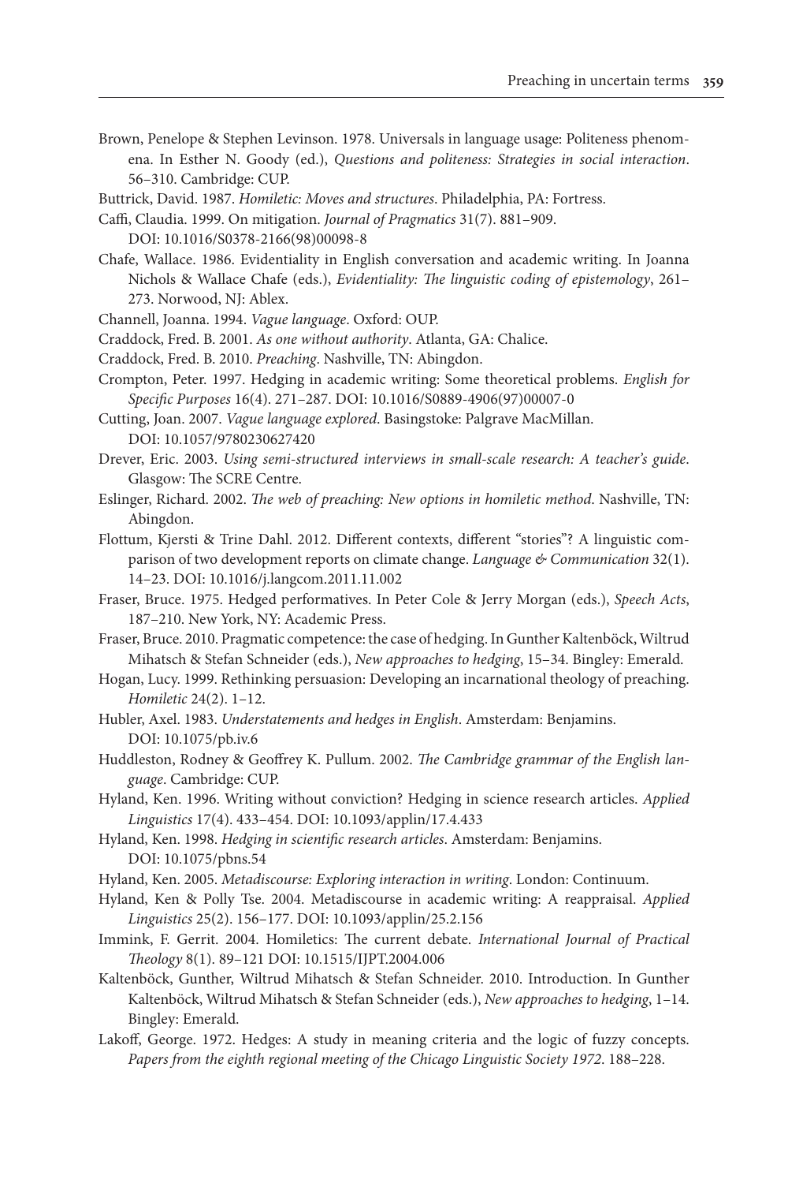Brown, Penelope & Stephen Levinson. 1978. Universals in language usage: Politeness phenomena. In Esther N. Goody (ed.), *Questions and politeness: Strategies in social interaction*. 56–310. Cambridge: CUP.

Buttrick, David. 1987. *Homiletic: Moves and structures*. Philadelphia, PA: Fortress.

Caffi, Claudia. 1999. On mitigation. *Journal of Pragmatics* 31(7). 881–909. DOI: 10.1016/S0378-2166(98)00098-8

Chafe, Wallace. 1986. Evidentiality in English conversation and academic writing. In Joanna Nichols & Wallace Chafe (eds.), *Evidentiality: The linguistic coding of epistemology*, 261–273. Norwood, NJ: Ablex.

Channell, Joanna. 1994. *Vague language*. Oxford: OUP.

Craddock, Fred. B. 2001. *As one without authority*. Atlanta, GA: Chalice.

Craddock, Fred. B. 2010. *Preaching*. Nashville, TN: Abingdon.

Crompton, Peter. 1997. Hedging in academic writing: Some theoretical problems. *English for Specific Purposes* 16(4). 271–287. DOI: 10.1016/S0889-4906(97)00007-0

Cutting, Joan. 2007. *Vague language explored*. Basingstoke: Palgrave MacMillan. DOI: 10.1057/9780230627420

Drever, Eric. 2003. *Using semi-structured interviews in small-scale research: A teacher's guide*. Glasgow: The SCRE Centre.

Eslinger, Richard. 2002. *The web of preaching: New options in homiletic method*. Nashville, TN: Abingdon.

Flottum, Kjersti & Trine Dahl. 2012. Different contexts, different "stories"? A linguistic comparison of two development reports on climate change. *Language & Communication* 32(1). 14–23. DOI: 10.1016/j.langcom.2011.11.002

Fraser, Bruce. 1975. Hedged performatives. In Peter Cole & Jerry Morgan (eds.), *Speech Acts*, 187–210. New York, NY: Academic Press.

Fraser, Bruce. 2010. Pragmatic competence: the case of hedging. In Gunther Kaltenböck, Wiltrud Mihatsch & Stefan Schneider (eds.), *New approaches to hedging*, 15–34. Bingley: Emerald.

Hogan, Lucy. 1999. Rethinking persuasion: Developing an incarnational theology of preaching. *Homiletic* 24(2). 1–12.

Hubler, Axel. 1983. *Understatements and hedges in English*. Amsterdam: Benjamins. DOI: 10.1075/pb.iv.6

Huddleston, Rodney & Geoffrey K. Pullum. 2002. *The Cambridge grammar of the English language*. Cambridge: CUP.

Hyland, Ken. 1996. Writing without conviction? Hedging in science research articles. *Applied Linguistics* 17(4). 433–454. DOI: 10.1093/applin/17.4.433

Hyland, Ken. 1998. *Hedging in scientific research articles*. Amsterdam: Benjamins. DOI: 10.1075/pbns.54

Hyland, Ken. 2005. *Metadiscourse: Exploring interaction in writing*. London: Continuum.

Hyland, Ken & Polly Tse. 2004. Metadiscourse in academic writing: A reappraisal. *Applied Linguistics* 25(2). 156–177. DOI: 10.1093/applin/25.2.156

Immink, F. Gerrit. 2004. Homiletics: The current debate. *International Journal of Practical Theology* 8(1). 89–121 DOI: 10.1515/IJPT.2004.006

Kaltenböck, Gunther, Wiltrud Mihatsch & Stefan Schneider. 2010. Introduction. In Gunther Kaltenböck, Wiltrud Mihatsch & Stefan Schneider (eds.), *New approaches to hedging*, 1–14. Bingley: Emerald.

Lakoff, George. 1972. Hedges: A study in meaning criteria and the logic of fuzzy concepts. *Papers from the eighth regional meeting of the Chicago Linguistic Society 1972*. 188–228.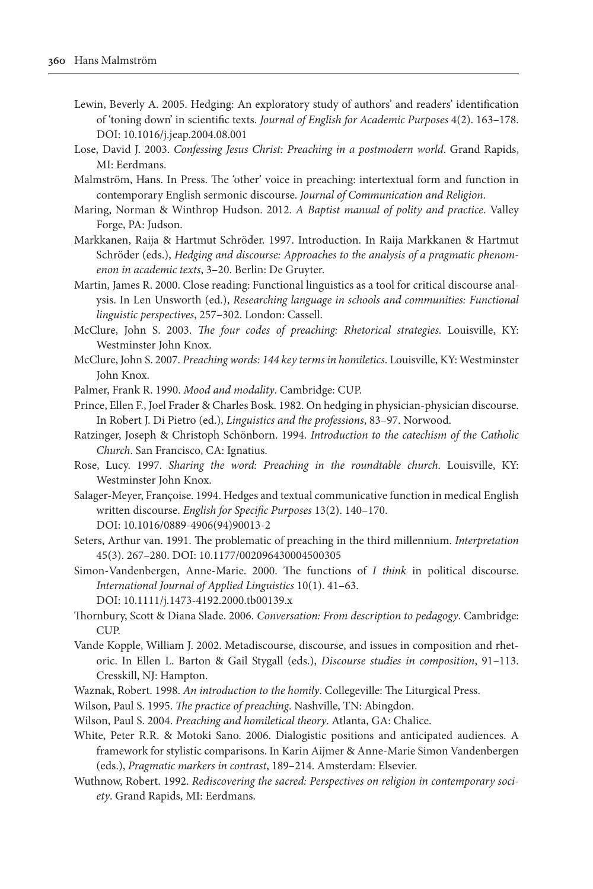Lewin, Beverly A. 2005. Hedging: An exploratory study of authors' and readers' identification of 'toning down' in scientific texts. *Journal of English for Academic Purposes* 4(2). 163–178. DOI: 10.1016/j.jeap.2004.08.001

Lose, David J. 2003. *Confessing Jesus Christ: Preaching in a postmodern world*. Grand Rapids, MI: Eerdmans.

Malmström, Hans. In Press. The 'other' voice in preaching: intertextual form and function in contemporary English sermonic discourse. *Journal of Communication and Religion*.

Maring, Norman & Winthrop Hudson. 2012. *A Baptist manual of polity and practice*. Valley Forge, PA: Judson.

Markkanen, Raija & Hartmut Schröder. 1997. Introduction. In Raija Markkanen & Hartmut Schröder (eds.), *Hedging and discourse: Approaches to the analysis of a pragmatic phenomenon in academic texts*, 3–20. Berlin: De Gruyter.

Martin, James R. 2000. Close reading: Functional linguistics as a tool for critical discourse analysis. In Len Unsworth (ed.), *Researching language in schools and communities: Functional linguistic perspectives*, 257–302. London: Cassell.

McClure, John S. 2003. *The four codes of preaching: Rhetorical strategies*. Louisville, KY: Westminster John Knox.

McClure, John S. 2007. *Preaching words: 144 key terms in homiletics*. Louisville, KY: Westminster John Knox.

Palmer, Frank R. 1990. *Mood and modality*. Cambridge: CUP.

Prince, Ellen F., Joel Frader & Charles Bosk. 1982. On hedging in physician-physician discourse. In Robert J. Di Pietro (ed.), *Linguistics and the professions*, 83–97. Norwood.

Ratzinger, Joseph & Christoph Schönborn. 1994. *Introduction to the catechism of the Catholic Church*. San Francisco, CA: Ignatius.

Rose, Lucy. 1997. *Sharing the word: Preaching in the roundtable church*. Louisville, KY: Westminster John Knox.

Salager-Meyer, Françoise. 1994. Hedges and textual communicative function in medical English written discourse. *English for Specific Purposes* 13(2). 140–170. DOI: 10.1016/0889-4906(94)90013-2

Seters, Arthur van. 1991. The problematic of preaching in the third millennium. *Interpretation* 45(3). 267–280. DOI: 10.1177/002096430004500305

Simon-Vandenbergen, Anne-Marie. 2000. The functions of *I think* in political discourse. *International Journal of Applied Linguistics* 10(1). 41–63. DOI: 10.1111/j.1473-4192.2000.tb00139.x

Thornbury, Scott & Diana Slade. 2006. *Conversation: From description to pedagogy*. Cambridge: CUP.

Vande Kopple, William J. 2002. Metadiscourse, discourse, and issues in composition and rhetoric. In Ellen L. Barton & Gail Stygall (eds.), *Discourse studies in composition*, 91–113. Cresskill, NJ: Hampton.

Waznak, Robert. 1998. *An introduction to the homily*. Collegeville: The Liturgical Press.

Wilson, Paul S. 1995. *The practice of preaching*. Nashville, TN: Abingdon.

Wilson, Paul S. 2004. *Preaching and homiletical theory*. Atlanta, GA: Chalice.

White, Peter R.R. & Motoki Sano. 2006. Dialogistic positions and anticipated audiences. A framework for stylistic comparisons. In Karin Aijmer & Anne-Marie Simon Vandenbergen (eds.), *Pragmatic markers in contrast*, 189–214. Amsterdam: Elsevier.

Wuthnow, Robert. 1992. *Rediscovering the sacred: Perspectives on religion in contemporary society*. Grand Rapids, MI: Eerdmans.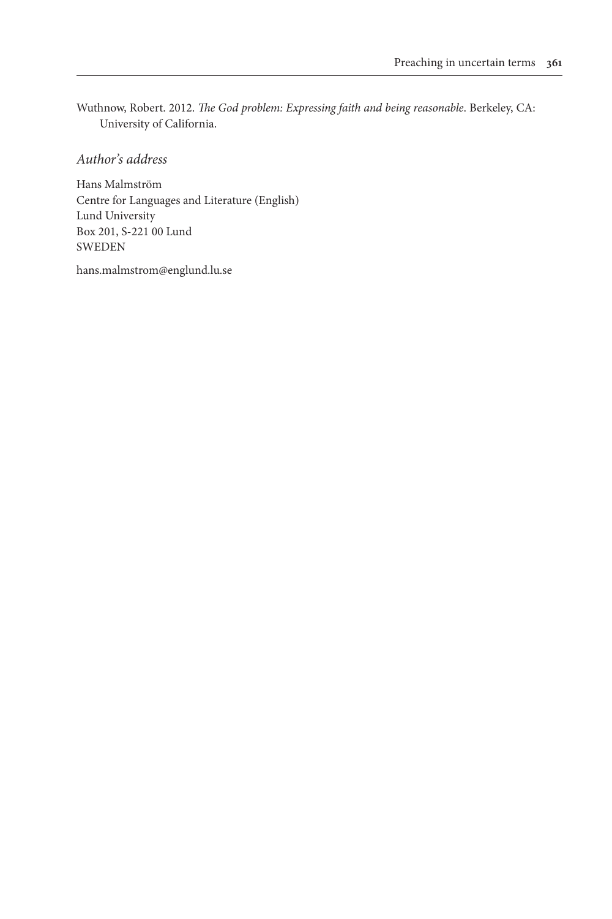Wuthnow, Robert. 2012. *The God problem: Expressing faith and being reasonable*. Berkeley, CA: University of California.

*Author's address*

Hans Malmström
Centre for Languages and Literature (English)
Lund University
Box 201, S-221 00 Lund
SWEDEN

hans.malmstrom@englund.lu.se